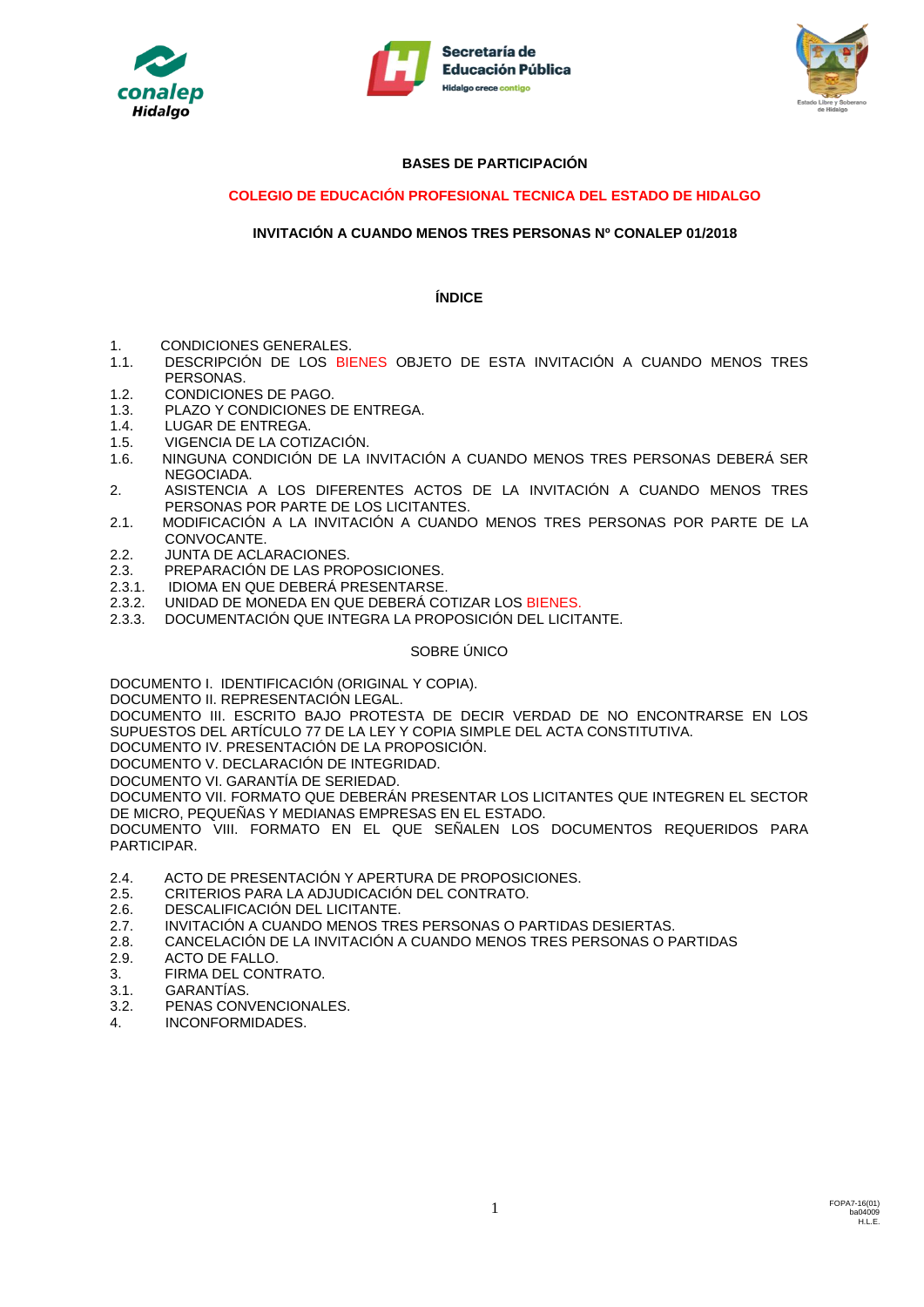**BASES DE PARTICIPACIÓN**

**COLEGIO DE EDUCACIÓN PROFESIONAL TECNICA DEL ESTADO DE HIDALGO**

**INVITACIÓN A CUANDO MENOS TRES PERSONAS Nº CONALEP 01/2018**

## ÍNDICE

1. CONDICIONES GENERALES.
1.1. DESCRIPCIÓN DE LOS BIENES OBJETO DE ESTA INVITACIÓN A CUANDO MENOS TRES PERSONAS.
1.2. CONDICIONES DE PAGO.
1.3. PLAZO Y CONDICIONES DE ENTREGA.
1.4. LUGAR DE ENTREGA.
1.5. VIGENCIA DE LA COTIZACIÓN.
1.6. NINGUNA CONDICIÓN DE LA INVITACIÓN A CUANDO MENOS TRES PERSONAS DEBERÁ SER NEGOCIADA.
2. ASISTENCIA A LOS DIFERENTES ACTOS DE LA INVITACIÓN A CUANDO MENOS TRES PERSONAS POR PARTE DE LOS LICITANTES.
2.1. MODIFICACIÓN A LA INVITACIÓN A CUANDO MENOS TRES PERSONAS POR PARTE DE LA CONVOCANTE.
2.2. JUNTA DE ACLARACIONES.
2.3. PREPARACIÓN DE LAS PROPOSICIONES.
2.3.1. IDIOMA EN QUE DEBERÁ PRESENTARSE.
2.3.2. UNIDAD DE MONEDA EN QUE DEBERÁ COTIZAR LOS BIENES.
2.3.3. DOCUMENTACIÓN QUE INTEGRA LA PROPOSICIÓN DEL LICITANTE.

SOBRE ÚNICO

DOCUMENTO I. IDENTIFICACIÓN (ORIGINAL Y COPIA).
DOCUMENTO II. REPRESENTACIÓN LEGAL.
DOCUMENTO III. ESCRITO BAJO PROTESTA DE DECIR VERDAD DE NO ENCONTRARSE EN LOS SUPUESTOS DEL ARTÍCULO 77 DE LA LEY Y COPIA SIMPLE DEL ACTA CONSTITUTIVA.
DOCUMENTO IV. PRESENTACIÓN DE LA PROPOSICIÓN.
DOCUMENTO V. DECLARACIÓN DE INTEGRIDAD.
DOCUMENTO VI. GARANTÍA DE SERIEDAD.
DOCUMENTO VII. FORMATO QUE DEBERÁN PRESENTAR LOS LICITANTES QUE INTEGREN EL SECTOR DE MICRO, PEQUEÑAS Y MEDIANAS EMPRESAS EN EL ESTADO.
DOCUMENTO VIII. FORMATO EN EL QUE SEÑALEN LOS DOCUMENTOS REQUERIDOS PARA PARTICIPAR.

2.4. ACTO DE PRESENTACIÓN Y APERTURA DE PROPOSICIONES.
2.5. CRITERIOS PARA LA ADJUDICACIÓN DEL CONTRATO.
2.6. DESCALIFICACIÓN DEL LICITANTE.
2.7. INVITACIÓN A CUANDO MENOS TRES PERSONAS O PARTIDAS DESIERTAS.
2.8. CANCELACIÓN DE LA INVITACIÓN A CUANDO MENOS TRES PERSONAS O PARTIDAS
2.9. ACTO DE FALLO.
3. FIRMA DEL CONTRATO.
3.1. GARANTÍAS.
3.2. PENAS CONVENCIONALES.
4. INCONFORMIDADES.

FOPA7-16(01)
ba04009
H.L.E.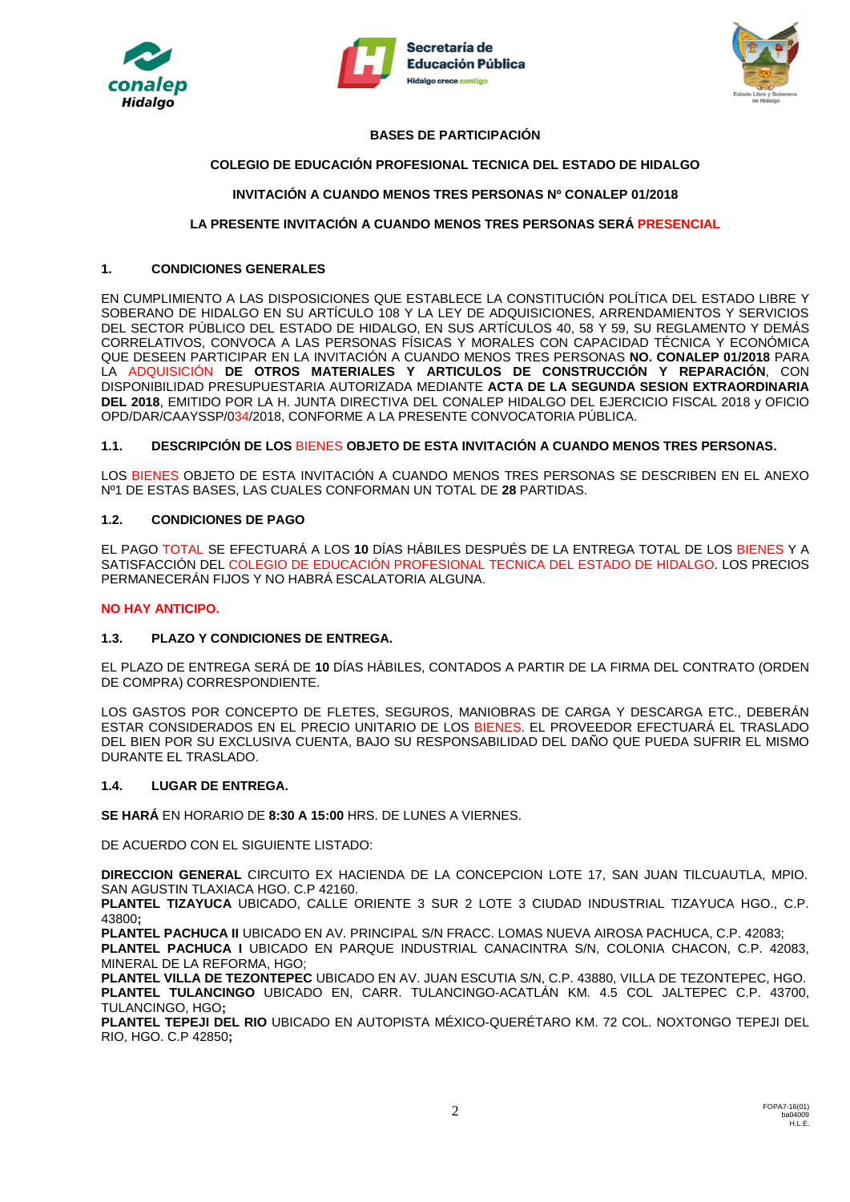**BASES DE PARTICIPACIÓN**

**COLEGIO DE EDUCACIÓN PROFESIONAL TECNICA DEL ESTADO DE HIDALGO**

**INVITACIÓN A CUANDO MENOS TRES PERSONAS Nº CONALEP 01/2018**

**LA PRESENTE INVITACIÓN A CUANDO MENOS TRES PERSONAS SERÁ PRESENCIAL**

## 1. CONDICIONES GENERALES

EN CUMPLIMIENTO A LAS DISPOSICIONES QUE ESTABLECE LA CONSTITUCIÓN POLÍTICA DEL ESTADO LIBRE Y SOBERANO DE HIDALGO EN SU ARTÍCULO 108 Y LA LEY DE ADQUISICIONES, ARRENDAMIENTOS Y SERVICIOS DEL SECTOR PÚBLICO DEL ESTADO DE HIDALGO, EN SUS ARTÍCULOS 40, 58 Y 59, SU REGLAMENTO Y DEMÁS CORRELATIVOS, CONVOCA A LAS PERSONAS FÍSICAS Y MORALES CON CAPACIDAD TÉCNICA Y ECONÓMICA QUE DESEEN PARTICIPAR EN LA INVITACIÓN A CUANDO MENOS TRES PERSONAS **NO. CONALEP 01/2018** PARA LA ADQUISICIÓN **DE OTROS MATERIALES Y ARTICULOS DE CONSTRUCCIÓN Y REPARACIÓN**, CON DISPONIBILIDAD PRESUPUESTARIA AUTORIZADA MEDIANTE **ACTA DE LA SEGUNDA SESION EXTRAORDINARIA DEL 2018**, EMITIDO POR LA H. JUNTA DIRECTIVA DEL CONALEP HIDALGO DEL EJERCICIO FISCAL 2018 y OFICIO OPD/DAR/CAAYSSP/034/2018, CONFORME A LA PRESENTE CONVOCATORIA PÚBLICA.

### 1.1. DESCRIPCIÓN DE LOS BIENES OBJETO DE ESTA INVITACIÓN A CUANDO MENOS TRES PERSONAS.

LOS BIENES OBJETO DE ESTA INVITACIÓN A CUANDO MENOS TRES PERSONAS SE DESCRIBEN EN EL ANEXO Nº1 DE ESTAS BASES, LAS CUALES CONFORMAN UN TOTAL DE **28** PARTIDAS.

### 1.2. CONDICIONES DE PAGO

EL PAGO TOTAL SE EFECTUARÁ A LOS **10** DÍAS HÁBILES DESPUÉS DE LA ENTREGA TOTAL DE LOS BIENES Y A SATISFACCIÓN DEL COLEGIO DE EDUCACIÓN PROFESIONAL TECNICA DEL ESTADO DE HIDALGO. LOS PRECIOS PERMANECERÁN FIJOS Y NO HABRÁ ESCALATORIA ALGUNA.

**NO HAY ANTICIPO.**

### 1.3. PLAZO Y CONDICIONES DE ENTREGA.

EL PLAZO DE ENTREGA SERÁ DE **10** DÍAS HÀBILES, CONTADOS A PARTIR DE LA FIRMA DEL CONTRATO (ORDEN DE COMPRA) CORRESPONDIENTE.

LOS GASTOS POR CONCEPTO DE FLETES, SEGUROS, MANIOBRAS DE CARGA Y DESCARGA ETC., DEBERÁN ESTAR CONSIDERADOS EN EL PRECIO UNITARIO DE LOS BIENES. EL PROVEEDOR EFECTUARÁ EL TRASLADO DEL BIEN POR SU EXCLUSIVA CUENTA, BAJO SU RESPONSABILIDAD DEL DAÑO QUE PUEDA SUFRIR EL MISMO DURANTE EL TRASLADO.

### 1.4. LUGAR DE ENTREGA.

**SE HARÁ** EN HORARIO DE **8:30 A 15:00** HRS. DE LUNES A VIERNES.

DE ACUERDO CON EL SIGUIENTE LISTADO:

**DIRECCION GENERAL** CIRCUITO EX HACIENDA DE LA CONCEPCION LOTE 17, SAN JUAN TILCUAUTLA, MPIO. SAN AGUSTIN TLAXIACA HGO. C.P 42160.
**PLANTEL TIZAYUCA** UBICADO, CALLE ORIENTE 3 SUR 2 LOTE 3 CIUDAD INDUSTRIAL TIZAYUCA HGO., C.P. 43800**;**
**PLANTEL PACHUCA II** UBICADO EN AV. PRINCIPAL S/N FRACC. LOMAS NUEVA AIROSA PACHUCA, C.P. 42083;
**PLANTEL PACHUCA I** UBICADO EN PARQUE INDUSTRIAL CANACINTRA S/N, COLONIA CHACON, C.P. 42083, MINERAL DE LA REFORMA, HGO;
**PLANTEL VILLA DE TEZONTEPEC** UBICADO EN AV. JUAN ESCUTIA S/N, C.P. 43880, VILLA DE TEZONTEPEC, HGO.
**PLANTEL TULANCINGO** UBICADO EN, CARR. TULANCINGO-ACATLÁN KM. 4.5 COL JALTEPEC C.P. 43700, TULANCINGO, HGO**;**
**PLANTEL TEPEJI DEL RIO** UBICADO EN AUTOPISTA MÉXICO-QUERÉTARO KM. 72 COL. NOXTONGO TEPEJI DEL RIO, HGO. C.P 42850**;**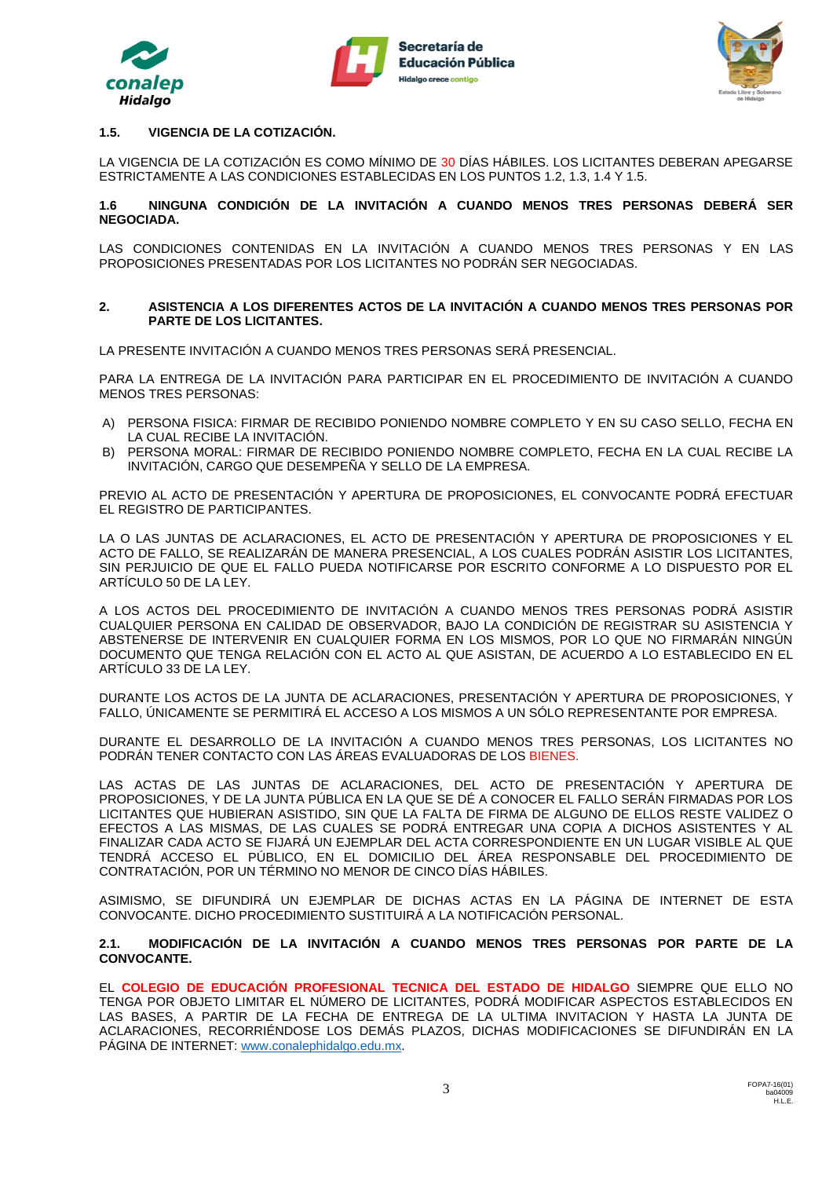**1.5. VIGENCIA DE LA COTIZACIÓN.**

LA VIGENCIA DE LA COTIZACIÓN ES COMO MÍNIMO DE 30 DÍAS HÁBILES. LOS LICITANTES DEBERAN APEGARSE ESTRICTAMENTE A LAS CONDICIONES ESTABLECIDAS EN LOS PUNTOS 1.2, 1.3, 1.4 Y 1.5.

**1.6 NINGUNA CONDICIÓN DE LA INVITACIÓN A CUANDO MENOS TRES PERSONAS DEBERÁ SER NEGOCIADA.**

LAS CONDICIONES CONTENIDAS EN LA INVITACIÓN A CUANDO MENOS TRES PERSONAS Y EN LAS PROPOSICIONES PRESENTADAS POR LOS LICITANTES NO PODRÁN SER NEGOCIADAS.

**2. ASISTENCIA A LOS DIFERENTES ACTOS DE LA INVITACIÓN A CUANDO MENOS TRES PERSONAS POR PARTE DE LOS LICITANTES.**

LA PRESENTE INVITACIÓN A CUANDO MENOS TRES PERSONAS SERÁ PRESENCIAL.

PARA LA ENTREGA DE LA INVITACIÓN PARA PARTICIPAR EN EL PROCEDIMIENTO DE INVITACIÓN A CUANDO MENOS TRES PERSONAS:

A) PERSONA FISICA: FIRMAR DE RECIBIDO PONIENDO NOMBRE COMPLETO Y EN SU CASO SELLO, FECHA EN LA CUAL RECIBE LA INVITACIÓN.
B) PERSONA MORAL: FIRMAR DE RECIBIDO PONIENDO NOMBRE COMPLETO, FECHA EN LA CUAL RECIBE LA INVITACIÓN, CARGO QUE DESEMPEÑA Y SELLO DE LA EMPRESA.

PREVIO AL ACTO DE PRESENTACIÓN Y APERTURA DE PROPOSICIONES, EL CONVOCANTE PODRÁ EFECTUAR EL REGISTRO DE PARTICIPANTES.

LA O LAS JUNTAS DE ACLARACIONES, EL ACTO DE PRESENTACIÓN Y APERTURA DE PROPOSICIONES Y EL ACTO DE FALLO, SE REALIZARÁN DE MANERA PRESENCIAL, A LOS CUALES PODRÁN ASISTIR LOS LICITANTES, SIN PERJUICIO DE QUE EL FALLO PUEDA NOTIFICARSE POR ESCRITO CONFORME A LO DISPUESTO POR EL ARTÍCULO 50 DE LA LEY.

A LOS ACTOS DEL PROCEDIMIENTO DE INVITACIÓN A CUANDO MENOS TRES PERSONAS PODRÁ ASISTIR CUALQUIER PERSONA EN CALIDAD DE OBSERVADOR, BAJO LA CONDICIÓN DE REGISTRAR SU ASISTENCIA Y ABSTENERSE DE INTERVENIR EN CUALQUIER FORMA EN LOS MISMOS, POR LO QUE NO FIRMARÁN NINGÚN DOCUMENTO QUE TENGA RELACIÓN CON EL ACTO AL QUE ASISTAN, DE ACUERDO A LO ESTABLECIDO EN EL ARTÍCULO 33 DE LA LEY.

DURANTE LOS ACTOS DE LA JUNTA DE ACLARACIONES, PRESENTACIÓN Y APERTURA DE PROPOSICIONES, Y FALLO, ÚNICAMENTE SE PERMITIRÁ EL ACCESO A LOS MISMOS A UN SÓLO REPRESENTANTE POR EMPRESA.

DURANTE EL DESARROLLO DE LA INVITACIÓN A CUANDO MENOS TRES PERSONAS, LOS LICITANTES NO PODRÁN TENER CONTACTO CON LAS ÁREAS EVALUADORAS DE LOS BIENES.

LAS ACTAS DE LAS JUNTAS DE ACLARACIONES, DEL ACTO DE PRESENTACIÓN Y APERTURA DE PROPOSICIONES, Y DE LA JUNTA PÚBLICA EN LA QUE SE DÉ A CONOCER EL FALLO SERÁN FIRMADAS POR LOS LICITANTES QUE HUBIERAN ASISTIDO, SIN QUE LA FALTA DE FIRMA DE ALGUNO DE ELLOS RESTE VALIDEZ O EFECTOS A LAS MISMAS, DE LAS CUALES SE PODRÁ ENTREGAR UNA COPIA A DICHOS ASISTENTES Y AL FINALIZAR CADA ACTO SE FIJARÁ UN EJEMPLAR DEL ACTA CORRESPONDIENTE EN UN LUGAR VISIBLE AL QUE TENDRÁ ACCESO EL PÚBLICO, EN EL DOMICILIO DEL ÁREA RESPONSABLE DEL PROCEDIMIENTO DE CONTRATACIÓN, POR UN TÉRMINO NO MENOR DE CINCO DÍAS HÁBILES.

ASIMISMO, SE DIFUNDIRÁ UN EJEMPLAR DE DICHAS ACTAS EN LA PÁGINA DE INTERNET DE ESTA CONVOCANTE. DICHO PROCEDIMIENTO SUSTITUIRÁ A LA NOTIFICACIÓN PERSONAL.

**2.1. MODIFICACIÓN DE LA INVITACIÓN A CUANDO MENOS TRES PERSONAS POR PARTE DE LA CONVOCANTE.**

EL **COLEGIO DE EDUCACIÓN PROFESIONAL TECNICA DEL ESTADO DE HIDALGO** SIEMPRE QUE ELLO NO TENGA POR OBJETO LIMITAR EL NÚMERO DE LICITANTES, PODRÁ MODIFICAR ASPECTOS ESTABLECIDOS EN LAS BASES, A PARTIR DE LA FECHA DE ENTREGA DE LA ULTIMA INVITACION Y HASTA LA JUNTA DE ACLARACIONES, RECORRIÉNDOSE LOS DEMÁS PLAZOS, DICHAS MODIFICACIONES SE DIFUNDIRÁN EN LA PÁGINA DE INTERNET: www.conalephidalgo.edu.mx.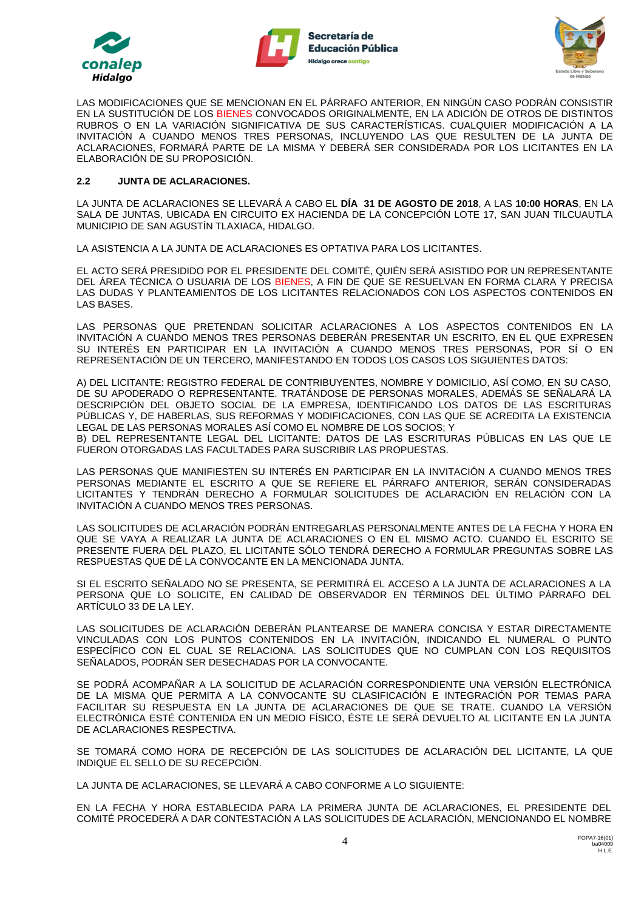LAS MODIFICACIONES QUE SE MENCIONAN EN EL PÁRRAFO ANTERIOR, EN NINGÚN CASO PODRÁN CONSISTIR EN LA SUSTITUCIÓN DE LOS BIENES CONVOCADOS ORIGINALMENTE, EN LA ADICIÓN DE OTROS DE DISTINTOS RUBROS O EN LA VARIACIÓN SIGNIFICATIVA DE SUS CARACTERÍSTICAS. CUALQUIER MODIFICACIÓN A LA INVITACIÓN A CUANDO MENOS TRES PERSONAS, INCLUYENDO LAS QUE RESULTEN DE LA JUNTA DE ACLARACIONES, FORMARÁ PARTE DE LA MISMA Y DEBERÁ SER CONSIDERADA POR LOS LICITANTES EN LA ELABORACIÓN DE SU PROPOSICIÓN.

**2.2 JUNTA DE ACLARACIONES.**

LA JUNTA DE ACLARACIONES SE LLEVARÁ A CABO EL **DÍA 31 DE AGOSTO DE 2018**, A LAS **10:00 HORAS**, EN LA SALA DE JUNTAS, UBICADA EN CIRCUITO EX HACIENDA DE LA CONCEPCIÓN LOTE 17, SAN JUAN TILCUAUTLA MUNICIPIO DE SAN AGUSTÍN TLAXIACA, HIDALGO.

LA ASISTENCIA A LA JUNTA DE ACLARACIONES ES OPTATIVA PARA LOS LICITANTES.

EL ACTO SERÁ PRESIDIDO POR EL PRESIDENTE DEL COMITÉ, QUIÉN SERÁ ASISTIDO POR UN REPRESENTANTE DEL ÁREA TÉCNICA O USUARIA DE LOS BIENES, A FIN DE QUE SE RESUELVAN EN FORMA CLARA Y PRECISA LAS DUDAS Y PLANTEAMIENTOS DE LOS LICITANTES RELACIONADOS CON LOS ASPECTOS CONTENIDOS EN LAS BASES.

LAS PERSONAS QUE PRETENDAN SOLICITAR ACLARACIONES A LOS ASPECTOS CONTENIDOS EN LA INVITACIÓN A CUANDO MENOS TRES PERSONAS DEBERÁN PRESENTAR UN ESCRITO, EN EL QUE EXPRESEN SU INTERÉS EN PARTICIPAR EN LA INVITACIÓN A CUANDO MENOS TRES PERSONAS, POR SÍ O EN REPRESENTACIÓN DE UN TERCERO, MANIFESTANDO EN TODOS LOS CASOS LOS SIGUIENTES DATOS:

A) DEL LICITANTE: REGISTRO FEDERAL DE CONTRIBUYENTES, NOMBRE Y DOMICILIO, ASÍ COMO, EN SU CASO, DE SU APODERADO O REPRESENTANTE. TRATÁNDOSE DE PERSONAS MORALES, ADEMÁS SE SEÑALARÁ LA DESCRIPCIÓN DEL OBJETO SOCIAL DE LA EMPRESA, IDENTIFICANDO LOS DATOS DE LAS ESCRITURAS PÚBLICAS Y, DE HABERLAS, SUS REFORMAS Y MODIFICACIONES, CON LAS QUE SE ACREDITA LA EXISTENCIA LEGAL DE LAS PERSONAS MORALES ASÍ COMO EL NOMBRE DE LOS SOCIOS; Y
B) DEL REPRESENTANTE LEGAL DEL LICITANTE: DATOS DE LAS ESCRITURAS PÚBLICAS EN LAS QUE LE FUERON OTORGADAS LAS FACULTADES PARA SUSCRIBIR LAS PROPUESTAS.

LAS PERSONAS QUE MANIFIESTEN SU INTERÉS EN PARTICIPAR EN LA INVITACIÓN A CUANDO MENOS TRES PERSONAS MEDIANTE EL ESCRITO A QUE SE REFIERE EL PÁRRAFO ANTERIOR, SERÁN CONSIDERADAS LICITANTES Y TENDRÁN DERECHO A FORMULAR SOLICITUDES DE ACLARACIÓN EN RELACIÓN CON LA INVITACIÓN A CUANDO MENOS TRES PERSONAS.

LAS SOLICITUDES DE ACLARACIÓN PODRÁN ENTREGARLAS PERSONALMENTE ANTES DE LA FECHA Y HORA EN QUE SE VAYA A REALIZAR LA JUNTA DE ACLARACIONES O EN EL MISMO ACTO. CUANDO EL ESCRITO SE PRESENTE FUERA DEL PLAZO, EL LICITANTE SÓLO TENDRÁ DERECHO A FORMULAR PREGUNTAS SOBRE LAS RESPUESTAS QUE DÉ LA CONVOCANTE EN LA MENCIONADA JUNTA.

SI EL ESCRITO SEÑALADO NO SE PRESENTA, SE PERMITIRÁ EL ACCESO A LA JUNTA DE ACLARACIONES A LA PERSONA QUE LO SOLICITE, EN CALIDAD DE OBSERVADOR EN TÉRMINOS DEL ÚLTIMO PÁRRAFO DEL ARTÍCULO 33 DE LA LEY.

LAS SOLICITUDES DE ACLARACIÓN DEBERÁN PLANTEARSE DE MANERA CONCISA Y ESTAR DIRECTAMENTE VINCULADAS CON LOS PUNTOS CONTENIDOS EN LA INVITACIÓN, INDICANDO EL NUMERAL O PUNTO ESPECÍFICO CON EL CUAL SE RELACIONA. LAS SOLICITUDES QUE NO CUMPLAN CON LOS REQUISITOS SEÑALADOS, PODRÁN SER DESECHADAS POR LA CONVOCANTE.

SE PODRÁ ACOMPAÑAR A LA SOLICITUD DE ACLARACIÓN CORRESPONDIENTE UNA VERSIÓN ELECTRÓNICA DE LA MISMA QUE PERMITA A LA CONVOCANTE SU CLASIFICACIÓN E INTEGRACIÓN POR TEMAS PARA FACILITAR SU RESPUESTA EN LA JUNTA DE ACLARACIONES DE QUE SE TRATE. CUANDO LA VERSIÓN ELECTRÓNICA ESTÉ CONTENIDA EN UN MEDIO FÍSICO, ÉSTE LE SERÁ DEVUELTO AL LICITANTE EN LA JUNTA DE ACLARACIONES RESPECTIVA.

SE TOMARÁ COMO HORA DE RECEPCIÓN DE LAS SOLICITUDES DE ACLARACIÓN DEL LICITANTE, LA QUE INDIQUE EL SELLO DE SU RECEPCIÓN.

LA JUNTA DE ACLARACIONES, SE LLEVARÁ A CABO CONFORME A LO SIGUIENTE:

EN LA FECHA Y HORA ESTABLECIDA PARA LA PRIMERA JUNTA DE ACLARACIONES, EL PRESIDENTE DEL COMITÉ PROCEDERÁ A DAR CONTESTACIÓN A LAS SOLICITUDES DE ACLARACIÓN, MENCIONANDO EL NOMBRE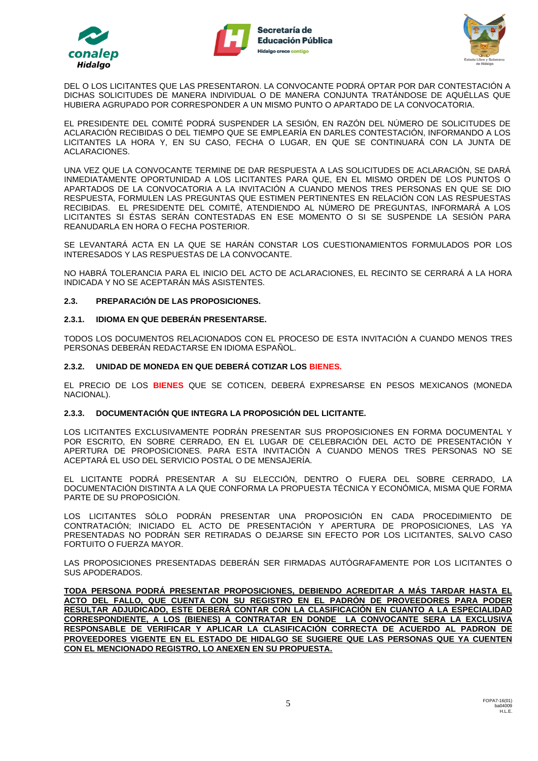DEL O LOS LICITANTES QUE LAS PRESENTARON. LA CONVOCANTE PODRÁ OPTAR POR DAR CONTESTACIÓN A DICHAS SOLICITUDES DE MANERA INDIVIDUAL O DE MANERA CONJUNTA TRATÁNDOSE DE AQUÉLLAS QUE HUBIERA AGRUPADO POR CORRESPONDER A UN MISMO PUNTO O APARTADO DE LA CONVOCATORIA.

EL PRESIDENTE DEL COMITÉ PODRÁ SUSPENDER LA SESIÓN, EN RAZÓN DEL NÚMERO DE SOLICITUDES DE ACLARACIÓN RECIBIDAS O DEL TIEMPO QUE SE EMPLEARÍA EN DARLES CONTESTACIÓN, INFORMANDO A LOS LICITANTES LA HORA Y, EN SU CASO, FECHA O LUGAR, EN QUE SE CONTINUARÁ CON LA JUNTA DE ACLARACIONES.

UNA VEZ QUE LA CONVOCANTE TERMINE DE DAR RESPUESTA A LAS SOLICITUDES DE ACLARACIÓN, SE DARÁ INMEDIATAMENTE OPORTUNIDAD A LOS LICITANTES PARA QUE, EN EL MISMO ORDEN DE LOS PUNTOS O APARTADOS DE LA CONVOCATORIA A LA INVITACIÓN A CUANDO MENOS TRES PERSONAS EN QUE SE DIO RESPUESTA, FORMULEN LAS PREGUNTAS QUE ESTIMEN PERTINENTES EN RELACIÓN CON LAS RESPUESTAS RECIBIDAS. EL PRESIDENTE DEL COMITÉ, ATENDIENDO AL NÚMERO DE PREGUNTAS, INFORMARÁ A LOS LICITANTES SI ÉSTAS SERÁN CONTESTADAS EN ESE MOMENTO O SI SE SUSPENDE LA SESIÓN PARA REANUDARLA EN HORA O FECHA POSTERIOR.

SE LEVANTARÁ ACTA EN LA QUE SE HARÁN CONSTAR LOS CUESTIONAMIENTOS FORMULADOS POR LOS INTERESADOS Y LAS RESPUESTAS DE LA CONVOCANTE.

NO HABRÁ TOLERANCIA PARA EL INICIO DEL ACTO DE ACLARACIONES, EL RECINTO SE CERRARÁ A LA HORA INDICADA Y NO SE ACEPTARÁN MÁS ASISTENTES.

### 2.3. PREPARACIÓN DE LAS PROPOSICIONES.

#### 2.3.1. IDIOMA EN QUE DEBERÁN PRESENTARSE.

TODOS LOS DOCUMENTOS RELACIONADOS CON EL PROCESO DE ESTA INVITACIÓN A CUANDO MENOS TRES PERSONAS DEBERÁN REDACTARSE EN IDIOMA ESPAÑOL.

#### 2.3.2. UNIDAD DE MONEDA EN QUE DEBERÁ COTIZAR LOS BIENES.

EL PRECIO DE LOS **BIENES** QUE SE COTICEN, DEBERÁ EXPRESARSE EN PESOS MEXICANOS (MONEDA NACIONAL).

#### 2.3.3. DOCUMENTACIÓN QUE INTEGRA LA PROPOSICIÓN DEL LICITANTE.

LOS LICITANTES EXCLUSIVAMENTE PODRÁN PRESENTAR SUS PROPOSICIONES EN FORMA DOCUMENTAL Y POR ESCRITO, EN SOBRE CERRADO, EN EL LUGAR DE CELEBRACIÓN DEL ACTO DE PRESENTACIÓN Y APERTURA DE PROPOSICIONES. PARA ESTA INVITACIÓN A CUANDO MENOS TRES PERSONAS NO SE ACEPTARÁ EL USO DEL SERVICIO POSTAL O DE MENSAJERÍA.

EL LICITANTE PODRÁ PRESENTAR A SU ELECCIÓN, DENTRO O FUERA DEL SOBRE CERRADO, LA DOCUMENTACIÓN DISTINTA A LA QUE CONFORMA LA PROPUESTA TÉCNICA Y ECONÓMICA, MISMA QUE FORMA PARTE DE SU PROPOSICIÓN.

LOS LICITANTES SÓLO PODRÁN PRESENTAR UNA PROPOSICIÓN EN CADA PROCEDIMIENTO DE CONTRATACIÓN; INICIADO EL ACTO DE PRESENTACIÓN Y APERTURA DE PROPOSICIONES, LAS YA PRESENTADAS NO PODRÁN SER RETIRADAS O DEJARSE SIN EFECTO POR LOS LICITANTES, SALVO CASO FORTUITO O FUERZA MAYOR.

LAS PROPOSICIONES PRESENTADAS DEBERÁN SER FIRMADAS AUTÓGRAFAMENTE POR LOS LICITANTES O SUS APODERADOS.

**TODA PERSONA PODRÁ PRESENTAR PROPOSICIONES, DEBIENDO ACREDITAR A MÁS TARDAR HASTA EL ACTO DEL FALLO, QUE CUENTA CON SU REGISTRO EN EL PADRÓN DE PROVEEDORES PARA PODER RESULTAR ADJUDICADO, ESTE DEBERÁ CONTAR CON LA CLASIFICACIÓN EN CUANTO A LA ESPECIALIDAD CORRESPONDIENTE, A LOS (BIENES) A CONTRATAR EN DONDE LA CONVOCANTE SERA LA EXCLUSIVA RESPONSABLE DE VERIFICAR Y APLICAR LA CLASIFICACIÓN CORRECTA DE ACUERDO AL PADRON DE PROVEEDORES VIGENTE EN EL ESTADO DE HIDALGO SE SUGIERE QUE LAS PERSONAS QUE YA CUENTEN CON EL MENCIONADO REGISTRO, LO ANEXEN EN SU PROPUESTA.**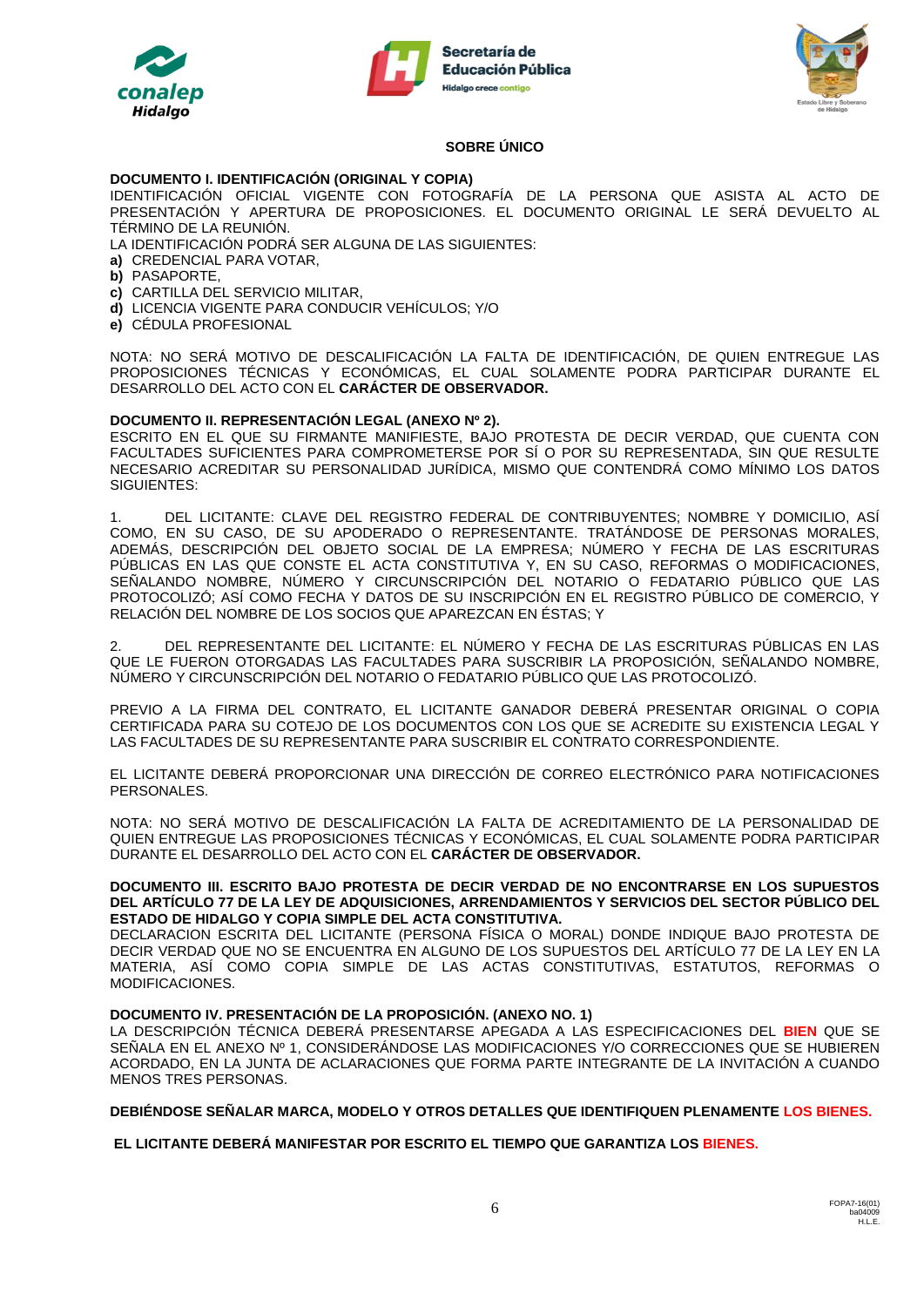**SOBRE ÚNICO**

**DOCUMENTO I. IDENTIFICACIÓN (ORIGINAL Y COPIA)**

IDENTIFICACIÓN OFICIAL VIGENTE CON FOTOGRAFÍA DE LA PERSONA QUE ASISTA AL ACTO DE PRESENTACIÓN Y APERTURA DE PROPOSICIONES. EL DOCUMENTO ORIGINAL LE SERÁ DEVUELTO AL TÉRMINO DE LA REUNIÓN.

LA IDENTIFICACIÓN PODRÁ SER ALGUNA DE LAS SIGUIENTES:

**a)** CREDENCIAL PARA VOTAR,
**b)** PASAPORTE,
**c)** CARTILLA DEL SERVICIO MILITAR,
**d)** LICENCIA VIGENTE PARA CONDUCIR VEHÍCULOS; Y/O
**e)** CÉDULA PROFESIONAL

NOTA: NO SERÁ MOTIVO DE DESCALIFICACIÓN LA FALTA DE IDENTIFICACIÓN, DE QUIEN ENTREGUE LAS PROPOSICIONES TÉCNICAS Y ECONÓMICAS, EL CUAL SOLAMENTE PODRA PARTICIPAR DURANTE EL DESARROLLO DEL ACTO CON EL **CARÁCTER DE OBSERVADOR.**

**DOCUMENTO II. REPRESENTACIÓN LEGAL (ANEXO Nº 2).**

ESCRITO EN EL QUE SU FIRMANTE MANIFIESTE, BAJO PROTESTA DE DECIR VERDAD, QUE CUENTA CON FACULTADES SUFICIENTES PARA COMPROMETERSE POR SÍ O POR SU REPRESENTADA, SIN QUE RESULTE NECESARIO ACREDITAR SU PERSONALIDAD JURÍDICA, MISMO QUE CONTENDRÁ COMO MÍNIMO LOS DATOS SIGUIENTES:

1. DEL LICITANTE: CLAVE DEL REGISTRO FEDERAL DE CONTRIBUYENTES; NOMBRE Y DOMICILIO, ASÍ COMO, EN SU CASO, DE SU APODERADO O REPRESENTANTE. TRATÁNDOSE DE PERSONAS MORALES, ADEMÁS, DESCRIPCIÓN DEL OBJETO SOCIAL DE LA EMPRESA; NÚMERO Y FECHA DE LAS ESCRITURAS PÚBLICAS EN LAS QUE CONSTE EL ACTA CONSTITUTIVA Y, EN SU CASO, REFORMAS O MODIFICACIONES, SEÑALANDO NOMBRE, NÚMERO Y CIRCUNSCRIPCIÓN DEL NOTARIO O FEDATARIO PÚBLICO QUE LAS PROTOCOLIZÓ; ASÍ COMO FECHA Y DATOS DE SU INSCRIPCIÓN EN EL REGISTRO PÚBLICO DE COMERCIO, Y RELACIÓN DEL NOMBRE DE LOS SOCIOS QUE APAREZCAN EN ÉSTAS; Y

2. DEL REPRESENTANTE DEL LICITANTE: EL NÚMERO Y FECHA DE LAS ESCRITURAS PÚBLICAS EN LAS QUE LE FUERON OTORGADAS LAS FACULTADES PARA SUSCRIBIR LA PROPOSICIÓN, SEÑALANDO NOMBRE, NÚMERO Y CIRCUNSCRIPCIÓN DEL NOTARIO O FEDATARIO PÚBLICO QUE LAS PROTOCOLIZÓ.

PREVIO A LA FIRMA DEL CONTRATO, EL LICITANTE GANADOR DEBERÁ PRESENTAR ORIGINAL O COPIA CERTIFICADA PARA SU COTEJO DE LOS DOCUMENTOS CON LOS QUE SE ACREDITE SU EXISTENCIA LEGAL Y LAS FACULTADES DE SU REPRESENTANTE PARA SUSCRIBIR EL CONTRATO CORRESPONDIENTE.

EL LICITANTE DEBERÁ PROPORCIONAR UNA DIRECCIÓN DE CORREO ELECTRÓNICO PARA NOTIFICACIONES PERSONALES.

NOTA: NO SERÁ MOTIVO DE DESCALIFICACIÓN LA FALTA DE ACREDITAMIENTO DE LA PERSONALIDAD DE QUIEN ENTREGUE LAS PROPOSICIONES TÉCNICAS Y ECONÓMICAS, EL CUAL SOLAMENTE PODRA PARTICIPAR DURANTE EL DESARROLLO DEL ACTO CON EL **CARÁCTER DE OBSERVADOR.**

**DOCUMENTO III. ESCRITO BAJO PROTESTA DE DECIR VERDAD DE NO ENCONTRARSE EN LOS SUPUESTOS DEL ARTÍCULO 77 DE LA LEY DE ADQUISICIONES, ARRENDAMIENTOS Y SERVICIOS DEL SECTOR PÚBLICO DEL ESTADO DE HIDALGO Y COPIA SIMPLE DEL ACTA CONSTITUTIVA.**

DECLARACION ESCRITA DEL LICITANTE (PERSONA FÍSICA O MORAL) DONDE INDIQUE BAJO PROTESTA DE DECIR VERDAD QUE NO SE ENCUENTRA EN ALGUNO DE LOS SUPUESTOS DEL ARTÍCULO 77 DE LA LEY EN LA MATERIA, ASÍ COMO COPIA SIMPLE DE LAS ACTAS CONSTITUTIVAS, ESTATUTOS, REFORMAS O MODIFICACIONES.

**DOCUMENTO IV. PRESENTACIÓN DE LA PROPOSICIÓN. (ANEXO NO. 1)**

LA DESCRIPCIÓN TÉCNICA DEBERÁ PRESENTARSE APEGADA A LAS ESPECIFICACIONES DEL **BIEN** QUE SE SEÑALA EN EL ANEXO Nº 1, CONSIDERÁNDOSE LAS MODIFICACIONES Y/O CORRECCIONES QUE SE HUBIEREN ACORDADO, EN LA JUNTA DE ACLARACIONES QUE FORMA PARTE INTEGRANTE DE LA INVITACIÓN A CUANDO MENOS TRES PERSONAS.

**DEBIÉNDOSE SEÑALAR MARCA, MODELO Y OTROS DETALLES QUE IDENTIFIQUEN PLENAMENTE LOS BIENES.**

**EL LICITANTE DEBERÁ MANIFESTAR POR ESCRITO EL TIEMPO QUE GARANTIZA LOS BIENES.**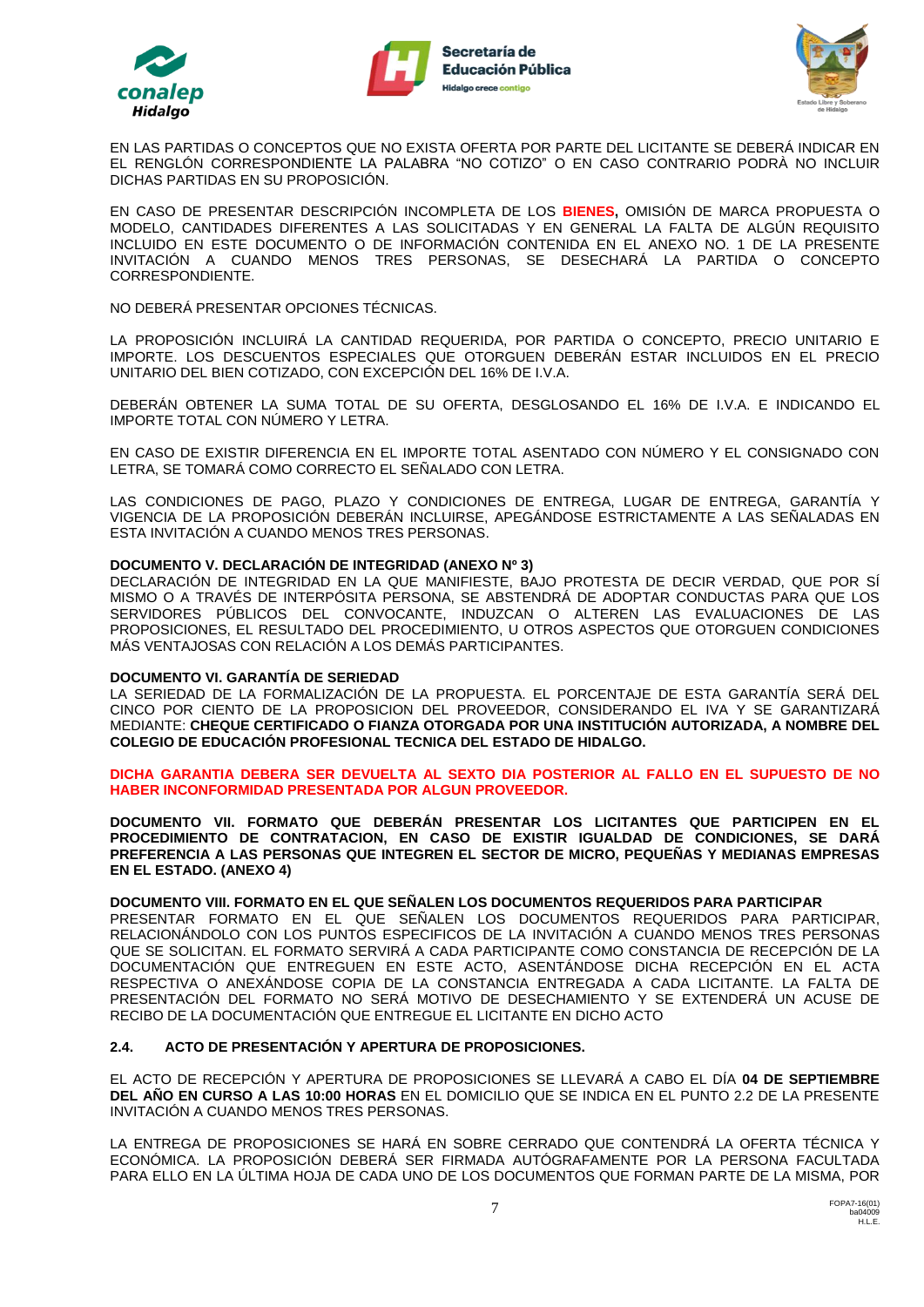EN LAS PARTIDAS O CONCEPTOS QUE NO EXISTA OFERTA POR PARTE DEL LICITANTE SE DEBERÁ INDICAR EN EL RENGLÓN CORRESPONDIENTE LA PALABRA "NO COTIZO" O EN CASO CONTRARIO PODRÁ NO INCLUIR DICHAS PARTIDAS EN SU PROPOSICIÓN.

EN CASO DE PRESENTAR DESCRIPCIÓN INCOMPLETA DE LOS **BIENES**, OMISIÓN DE MARCA PROPUESTA O MODELO, CANTIDADES DIFERENTES A LAS SOLICITADAS Y EN GENERAL LA FALTA DE ALGÚN REQUISITO INCLUIDO EN ESTE DOCUMENTO O DE INFORMACIÓN CONTENIDA EN EL ANEXO NO. 1 DE LA PRESENTE INVITACIÓN A CUANDO MENOS TRES PERSONAS, SE DESECHARÁ LA PARTIDA O CONCEPTO CORRESPONDIENTE.

NO DEBERÁ PRESENTAR OPCIONES TÉCNICAS.

LA PROPOSICIÓN INCLUIRÁ LA CANTIDAD REQUERIDA, POR PARTIDA O CONCEPTO, PRECIO UNITARIO E IMPORTE. LOS DESCUENTOS ESPECIALES QUE OTORGUEN DEBERÁN ESTAR INCLUIDOS EN EL PRECIO UNITARIO DEL BIEN COTIZADO, CON EXCEPCIÓN DEL 16% DE I.V.A.

DEBERÁN OBTENER LA SUMA TOTAL DE SU OFERTA, DESGLOSANDO EL 16% DE I.V.A. E INDICANDO EL IMPORTE TOTAL CON NÚMERO Y LETRA.

EN CASO DE EXISTIR DIFERENCIA EN EL IMPORTE TOTAL ASENTADO CON NÚMERO Y EL CONSIGNADO CON LETRA, SE TOMARÁ COMO CORRECTO EL SEÑALADO CON LETRA.

LAS CONDICIONES DE PAGO, PLAZO Y CONDICIONES DE ENTREGA, LUGAR DE ENTREGA, GARANTÍA Y VIGENCIA DE LA PROPOSICIÓN DEBERÁN INCLUIRSE, APEGÁNDOSE ESTRICTAMENTE A LAS SEÑALADAS EN ESTA INVITACIÓN A CUANDO MENOS TRES PERSONAS.

**DOCUMENTO V. DECLARACIÓN DE INTEGRIDAD (ANEXO Nº 3)**
DECLARACIÓN DE INTEGRIDAD EN LA QUE MANIFIESTE, BAJO PROTESTA DE DECIR VERDAD, QUE POR SÍ MISMO O A TRAVÉS DE INTERPÓSITA PERSONA, SE ABSTENDRÁ DE ADOPTAR CONDUCTAS PARA QUE LOS SERVIDORES PÚBLICOS DEL CONVOCANTE, INDUZCAN O ALTEREN LAS EVALUACIONES DE LAS PROPOSICIONES, EL RESULTADO DEL PROCEDIMIENTO, U OTROS ASPECTOS QUE OTORGUEN CONDICIONES MÁS VENTAJOSAS CON RELACIÓN A LOS DEMÁS PARTICIPANTES.

**DOCUMENTO VI. GARANTÍA DE SERIEDAD**
LA SERIEDAD DE LA FORMALIZACIÓN DE LA PROPUESTA. EL PORCENTAJE DE ESTA GARANTÍA SERÁ DEL CINCO POR CIENTO DE LA PROPOSICION DEL PROVEEDOR, CONSIDERANDO EL IVA Y SE GARANTIZARÁ MEDIANTE: **CHEQUE CERTIFICADO O FIANZA OTORGADA POR UNA INSTITUCIÓN AUTORIZADA, A NOMBRE DEL COLEGIO DE EDUCACIÓN PROFESIONAL TECNICA DEL ESTADO DE HIDALGO.**

**DICHA GARANTIA DEBERA SER DEVUELTA AL SEXTO DIA POSTERIOR AL FALLO EN EL SUPUESTO DE NO HABER INCONFORMIDAD PRESENTADA POR ALGUN PROVEEDOR.**

**DOCUMENTO VII. FORMATO QUE DEBERÁN PRESENTAR LOS LICITANTES QUE PARTICIPEN EN EL PROCEDIMIENTO DE CONTRATACION, EN CASO DE EXISTIR IGUALDAD DE CONDICIONES, SE DARÁ PREFERENCIA A LAS PERSONAS QUE INTEGREN EL SECTOR DE MICRO, PEQUEÑAS Y MEDIANAS EMPRESAS EN EL ESTADO. (ANEXO 4)**

**DOCUMENTO VIII. FORMATO EN EL QUE SEÑALEN LOS DOCUMENTOS REQUERIDOS PARA PARTICIPAR**
PRESENTAR FORMATO EN EL QUE SEÑALEN LOS DOCUMENTOS REQUERIDOS PARA PARTICIPAR, RELACIONÁNDOLO CON LOS PUNTOS ESPECIFICOS DE LA INVITACIÓN A CUANDO MENOS TRES PERSONAS QUE SE SOLICITAN. EL FORMATO SERVIRÁ A CADA PARTICIPANTE COMO CONSTANCIA DE RECEPCIÓN DE LA DOCUMENTACIÓN QUE ENTREGUEN EN ESTE ACTO, ASENTÁNDOSE DICHA RECEPCIÓN EN EL ACTA RESPECTIVA O ANEXÁNDOSE COPIA DE LA CONSTANCIA ENTREGADA A CADA LICITANTE. LA FALTA DE PRESENTACIÓN DEL FORMATO NO SERÁ MOTIVO DE DESECHAMIENTO Y SE EXTENDERÁ UN ACUSE DE RECIBO DE LA DOCUMENTACIÓN QUE ENTREGUE EL LICITANTE EN DICHO ACTO

### 2.4. ACTO DE PRESENTACIÓN Y APERTURA DE PROPOSICIONES.

EL ACTO DE RECEPCIÓN Y APERTURA DE PROPOSICIONES SE LLEVARÁ A CABO EL DÍA **04 DE SEPTIEMBRE DEL AÑO EN CURSO A LAS 10:00 HORAS** EN EL DOMICILIO QUE SE INDICA EN EL PUNTO 2.2 DE LA PRESENTE INVITACIÓN A CUANDO MENOS TRES PERSONAS.

LA ENTREGA DE PROPOSICIONES SE HARÁ EN SOBRE CERRADO QUE CONTENDRÁ LA OFERTA TÉCNICA Y ECONÓMICA. LA PROPOSICIÓN DEBERÁ SER FIRMADA AUTÓGRAFAMENTE POR LA PERSONA FACULTADA PARA ELLO EN LA ÚLTIMA HOJA DE CADA UNO DE LOS DOCUMENTOS QUE FORMAN PARTE DE LA MISMA, POR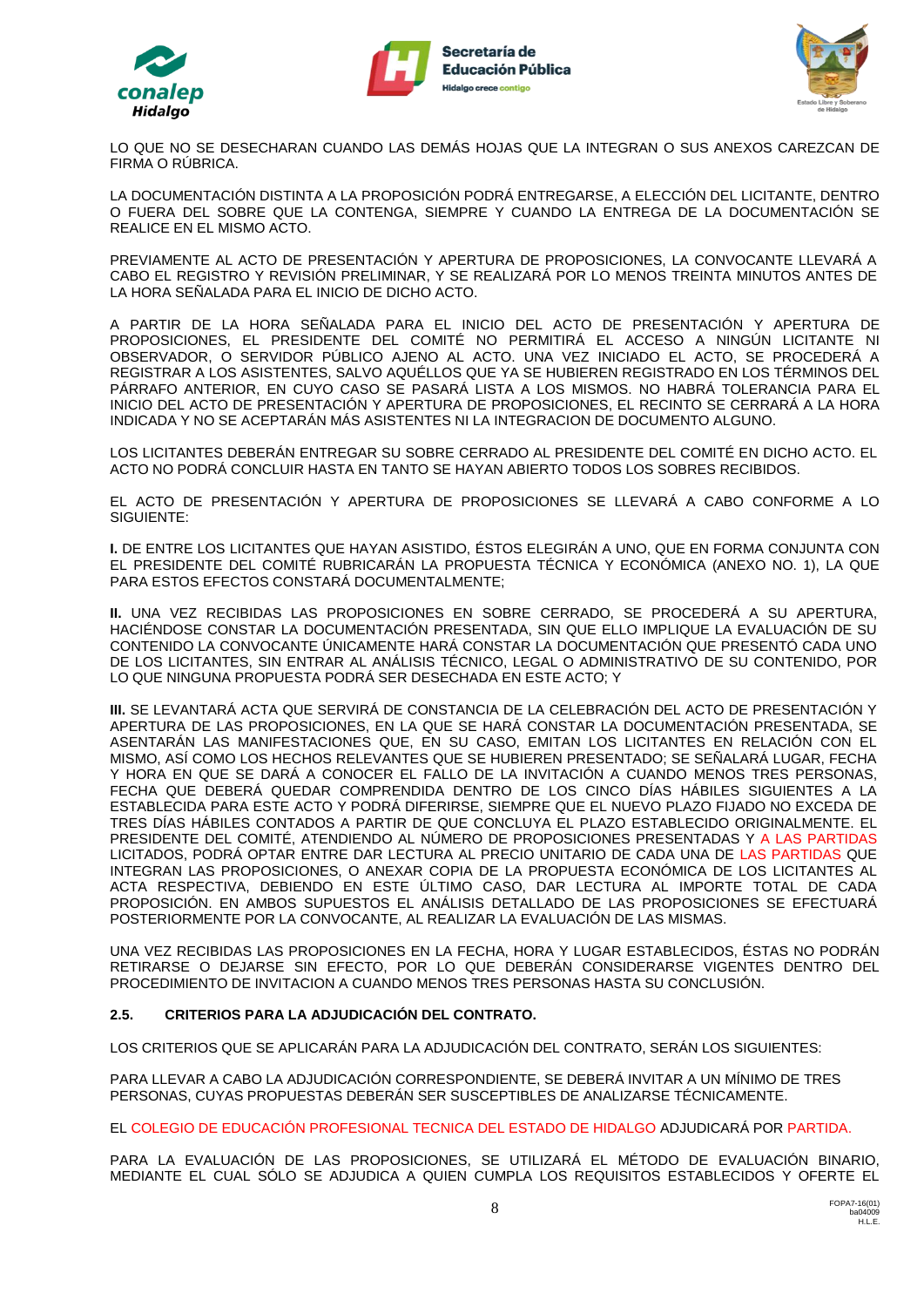LO QUE NO SE DESECHARAN CUANDO LAS DEMÁS HOJAS QUE LA INTEGRAN O SUS ANEXOS CAREZCAN DE FIRMA O RÚBRICA.

LA DOCUMENTACIÓN DISTINTA A LA PROPOSICIÓN PODRÁ ENTREGARSE, A ELECCIÓN DEL LICITANTE, DENTRO O FUERA DEL SOBRE QUE LA CONTENGA, SIEMPRE Y CUANDO LA ENTREGA DE LA DOCUMENTACIÓN SE REALICE EN EL MISMO ACTO.

PREVIAMENTE AL ACTO DE PRESENTACIÓN Y APERTURA DE PROPOSICIONES, LA CONVOCANTE LLEVARÁ A CABO EL REGISTRO Y REVISIÓN PRELIMINAR, Y SE REALIZARÁ POR LO MENOS TREINTA MINUTOS ANTES DE LA HORA SEÑALADA PARA EL INICIO DE DICHO ACTO.

A PARTIR DE LA HORA SEÑALADA PARA EL INICIO DEL ACTO DE PRESENTACIÓN Y APERTURA DE PROPOSICIONES, EL PRESIDENTE DEL COMITÉ NO PERMITIRÁ EL ACCESO A NINGÚN LICITANTE NI OBSERVADOR, O SERVIDOR PÚBLICO AJENO AL ACTO. UNA VEZ INICIADO EL ACTO, SE PROCEDERÁ A REGISTRAR A LOS ASISTENTES, SALVO AQUÉLLOS QUE YA SE HUBIEREN REGISTRADO EN LOS TÉRMINOS DEL PÁRRAFO ANTERIOR, EN CUYO CASO SE PASARÁ LISTA A LOS MISMOS. NO HABRÁ TOLERANCIA PARA EL INICIO DEL ACTO DE PRESENTACIÓN Y APERTURA DE PROPOSICIONES, EL RECINTO SE CERRARÁ A LA HORA INDICADA Y NO SE ACEPTARÁN MÁS ASISTENTES NI LA INTEGRACION DE DOCUMENTO ALGUNO.

LOS LICITANTES DEBERÁN ENTREGAR SU SOBRE CERRADO AL PRESIDENTE DEL COMITÉ EN DICHO ACTO. EL ACTO NO PODRÁ CONCLUIR HASTA EN TANTO SE HAYAN ABIERTO TODOS LOS SOBRES RECIBIDOS.

EL ACTO DE PRESENTACIÓN Y APERTURA DE PROPOSICIONES SE LLEVARÁ A CABO CONFORME A LO SIGUIENTE:

**I.** DE ENTRE LOS LICITANTES QUE HAYAN ASISTIDO, ÉSTOS ELEGIRÁN A UNO, QUE EN FORMA CONJUNTA CON EL PRESIDENTE DEL COMITÉ RUBRICARÁN LA PROPUESTA TÉCNICA Y ECONÓMICA (ANEXO NO. 1), LA QUE PARA ESTOS EFECTOS CONSTARÁ DOCUMENTALMENTE;

**II.** UNA VEZ RECIBIDAS LAS PROPOSICIONES EN SOBRE CERRADO, SE PROCEDERÁ A SU APERTURA, HACIÉNDOSE CONSTAR LA DOCUMENTACIÓN PRESENTADA, SIN QUE ELLO IMPLIQUE LA EVALUACIÓN DE SU CONTENIDO LA CONVOCANTE ÚNICAMENTE HARÁ CONSTAR LA DOCUMENTACIÓN QUE PRESENTÓ CADA UNO DE LOS LICITANTES, SIN ENTRAR AL ANÁLISIS TÉCNICO, LEGAL O ADMINISTRATIVO DE SU CONTENIDO, POR LO QUE NINGUNA PROPUESTA PODRÁ SER DESECHADA EN ESTE ACTO; Y

**III.** SE LEVANTARÁ ACTA QUE SERVIRÁ DE CONSTANCIA DE LA CELEBRACIÓN DEL ACTO DE PRESENTACIÓN Y APERTURA DE LAS PROPOSICIONES, EN LA QUE SE HARÁ CONSTAR LA DOCUMENTACIÓN PRESENTADA, SE ASENTARÁN LAS MANIFESTACIONES QUE, EN SU CASO, EMITAN LOS LICITANTES EN RELACIÓN CON EL MISMO, ASÍ COMO LOS HECHOS RELEVANTES QUE SE HUBIEREN PRESENTADO; SE SEÑALARÁ LUGAR, FECHA Y HORA EN QUE SE DARÁ A CONOCER EL FALLO DE LA INVITACIÓN A CUANDO MENOS TRES PERSONAS, FECHA QUE DEBERÁ QUEDAR COMPRENDIDA DENTRO DE LOS CINCO DÍAS HÁBILES SIGUIENTES A LA ESTABLECIDA PARA ESTE ACTO Y PODRÁ DIFERIRSE, SIEMPRE QUE EL NUEVO PLAZO FIJADO NO EXCEDA DE TRES DÍAS HÁBILES CONTADOS A PARTIR DE QUE CONCLUYA EL PLAZO ESTABLECIDO ORIGINALMENTE. EL PRESIDENTE DEL COMITÉ, ATENDIENDO AL NÚMERO DE PROPOSICIONES PRESENTADAS Y A LAS PARTIDAS LICITADOS, PODRÁ OPTAR ENTRE DAR LECTURA AL PRECIO UNITARIO DE CADA UNA DE LAS PARTIDAS QUE INTEGRAN LAS PROPOSICIONES, O ANEXAR COPIA DE LA PROPUESTA ECONÓMICA DE LOS LICITANTES AL ACTA RESPECTIVA, DEBIENDO EN ESTE ÚLTIMO CASO, DAR LECTURA AL IMPORTE TOTAL DE CADA PROPOSICIÓN. EN AMBOS SUPUESTOS EL ANÁLISIS DETALLADO DE LAS PROPOSICIONES SE EFECTUARÁ POSTERIORMENTE POR LA CONVOCANTE, AL REALIZAR LA EVALUACIÓN DE LAS MISMAS.

UNA VEZ RECIBIDAS LAS PROPOSICIONES EN LA FECHA, HORA Y LUGAR ESTABLECIDOS, ÉSTAS NO PODRÁN RETIRARSE O DEJARSE SIN EFECTO, POR LO QUE DEBERÁN CONSIDERARSE VIGENTES DENTRO DEL PROCEDIMIENTO DE INVITACION A CUANDO MENOS TRES PERSONAS HASTA SU CONCLUSIÓN.

### 2.5. CRITERIOS PARA LA ADJUDICACIÓN DEL CONTRATO.

LOS CRITERIOS QUE SE APLICARÁN PARA LA ADJUDICACIÓN DEL CONTRATO, SERÁN LOS SIGUIENTES:

PARA LLEVAR A CABO LA ADJUDICACIÓN CORRESPONDIENTE, SE DEBERÁ INVITAR A UN MÍNIMO DE TRES PERSONAS, CUYAS PROPUESTAS DEBERÁN SER SUSCEPTIBLES DE ANALIZARSE TÉCNICAMENTE.

EL COLEGIO DE EDUCACIÓN PROFESIONAL TECNICA DEL ESTADO DE HIDALGO ADJUDICARÁ POR PARTIDA.

PARA LA EVALUACIÓN DE LAS PROPOSICIONES, SE UTILIZARÁ EL MÉTODO DE EVALUACIÓN BINARIO, MEDIANTE EL CUAL SÓLO SE ADJUDICA A QUIEN CUMPLA LOS REQUISITOS ESTABLECIDOS Y OFERTE EL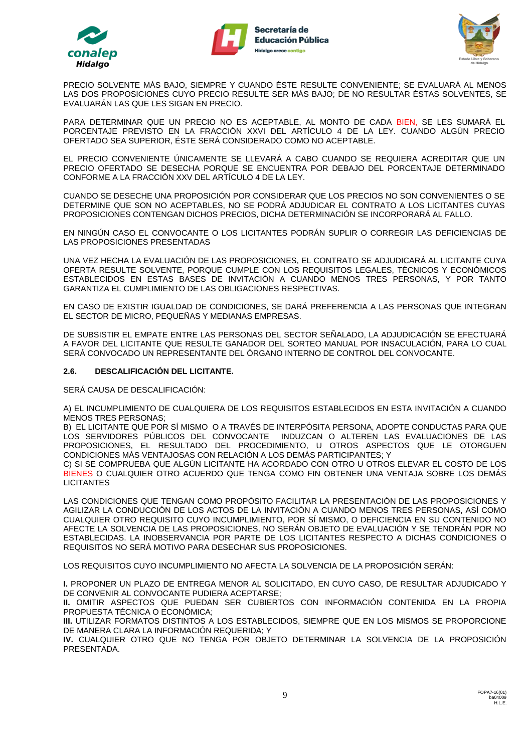PRECIO SOLVENTE MÁS BAJO, SIEMPRE Y CUANDO ÉSTE RESULTE CONVENIENTE; SE EVALUARÁ AL MENOS LAS DOS PROPOSICIONES CUYO PRECIO RESULTE SER MÁS BAJO; DE NO RESULTAR ÉSTAS SOLVENTES, SE EVALUARÁN LAS QUE LES SIGAN EN PRECIO.

PARA DETERMINAR QUE UN PRECIO NO ES ACEPTABLE, AL MONTO DE CADA BIEN, SE LES SUMARÁ EL PORCENTAJE PREVISTO EN LA FRACCIÓN XXVI DEL ARTÍCULO 4 DE LA LEY. CUANDO ALGÚN PRECIO OFERTADO SEA SUPERIOR, ÉSTE SERÁ CONSIDERADO COMO NO ACEPTABLE.

EL PRECIO CONVENIENTE ÚNICAMENTE SE LLEVARÁ A CABO CUANDO SE REQUIERA ACREDITAR QUE UN PRECIO OFERTADO SE DESECHA PORQUE SE ENCUENTRA POR DEBAJO DEL PORCENTAJE DETERMINADO CONFORME A LA FRACCIÓN XXV DEL ARTÍCULO 4 DE LA LEY.

CUANDO SE DESECHE UNA PROPOSICIÓN POR CONSIDERAR QUE LOS PRECIOS NO SON CONVENIENTES O SE DETERMINE QUE SON NO ACEPTABLES, NO SE PODRÁ ADJUDICAR EL CONTRATO A LOS LICITANTES CUYAS PROPOSICIONES CONTENGAN DICHOS PRECIOS, DICHA DETERMINACIÓN SE INCORPORARÁ AL FALLO.

EN NINGÚN CASO EL CONVOCANTE O LOS LICITANTES PODRÁN SUPLIR O CORREGIR LAS DEFICIENCIAS DE LAS PROPOSICIONES PRESENTADAS

UNA VEZ HECHA LA EVALUACIÓN DE LAS PROPOSICIONES, EL CONTRATO SE ADJUDICARÁ AL LICITANTE CUYA OFERTA RESULTE SOLVENTE, PORQUE CUMPLE CON LOS REQUISITOS LEGALES, TÉCNICOS Y ECONÓMICOS ESTABLECIDOS EN ESTAS BASES DE INVITACIÓN A CUANDO MENOS TRES PERSONAS, Y POR TANTO GARANTIZA EL CUMPLIMIENTO DE LAS OBLIGACIONES RESPECTIVAS.

EN CASO DE EXISTIR IGUALDAD DE CONDICIONES, SE DARÁ PREFERENCIA A LAS PERSONAS QUE INTEGRAN EL SECTOR DE MICRO, PEQUEÑAS Y MEDIANAS EMPRESAS.

DE SUBSISTIR EL EMPATE ENTRE LAS PERSONAS DEL SECTOR SEÑALADO, LA ADJUDICACIÓN SE EFECTUARÁ A FAVOR DEL LICITANTE QUE RESULTE GANADOR DEL SORTEO MANUAL POR INSACULACIÓN, PARA LO CUAL SERÁ CONVOCADO UN REPRESENTANTE DEL ÓRGANO INTERNO DE CONTROL DEL CONVOCANTE.

### 2.6. DESCALIFICACIÓN DEL LICITANTE.

SERÁ CAUSA DE DESCALIFICACIÓN:

A) EL INCUMPLIMIENTO DE CUALQUIERA DE LOS REQUISITOS ESTABLECIDOS EN ESTA INVITACIÓN A CUANDO MENOS TRES PERSONAS;
B) EL LICITANTE QUE POR SÍ MISMO O A TRAVÉS DE INTERPÓSITA PERSONA, ADOPTE CONDUCTAS PARA QUE LOS SERVIDORES PÚBLICOS DEL CONVOCANTE INDUZCAN O ALTEREN LAS EVALUACIONES DE LAS PROPOSICIONES, EL RESULTADO DEL PROCEDIMIENTO, U OTROS ASPECTOS QUE LE OTORGUEN CONDICIONES MÁS VENTAJOSAS CON RELACIÓN A LOS DEMÁS PARTICIPANTES; Y
C) SI SE COMPRUEBA QUE ALGÚN LICITANTE HA ACORDADO CON OTRO U OTROS ELEVAR EL COSTO DE LOS BIENES O CUALQUIER OTRO ACUERDO QUE TENGA COMO FIN OBTENER UNA VENTAJA SOBRE LOS DEMÁS LICITANTES

LAS CONDICIONES QUE TENGAN COMO PROPÓSITO FACILITAR LA PRESENTACIÓN DE LAS PROPOSICIONES Y AGILIZAR LA CONDUCCIÓN DE LOS ACTOS DE LA INVITACIÓN A CUANDO MENOS TRES PERSONAS, ASÍ COMO CUALQUIER OTRO REQUISITO CUYO INCUMPLIMIENTO, POR SÍ MISMO, O DEFICIENCIA EN SU CONTENIDO NO AFECTE LA SOLVENCIA DE LAS PROPOSICIONES, NO SERÁN OBJETO DE EVALUACIÓN Y SE TENDRÁN POR NO ESTABLECIDAS. LA INOBSERVANCIA POR PARTE DE LOS LICITANTES RESPECTO A DICHAS CONDICIONES O REQUISITOS NO SERÁ MOTIVO PARA DESECHAR SUS PROPOSICIONES.

LOS REQUISITOS CUYO INCUMPLIMIENTO NO AFECTA LA SOLVENCIA DE LA PROPOSICIÓN SERÁN:

**I.** PROPONER UN PLAZO DE ENTREGA MENOR AL SOLICITADO, EN CUYO CASO, DE RESULTAR ADJUDICADO Y DE CONVENIR AL CONVOCANTE PUDIERA ACEPTARSE;
**II.** OMITIR ASPECTOS QUE PUEDAN SER CUBIERTOS CON INFORMACIÓN CONTENIDA EN LA PROPIA PROPUESTA TÉCNICA O ECONÓMICA;
**III.** UTILIZAR FORMATOS DISTINTOS A LOS ESTABLECIDOS, SIEMPRE QUE EN LOS MISMOS SE PROPORCIONE DE MANERA CLARA LA INFORMACIÓN REQUERIDA; Y
**IV.** CUALQUIER OTRO QUE NO TENGA POR OBJETO DETERMINAR LA SOLVENCIA DE LA PROPOSICIÓN PRESENTADA.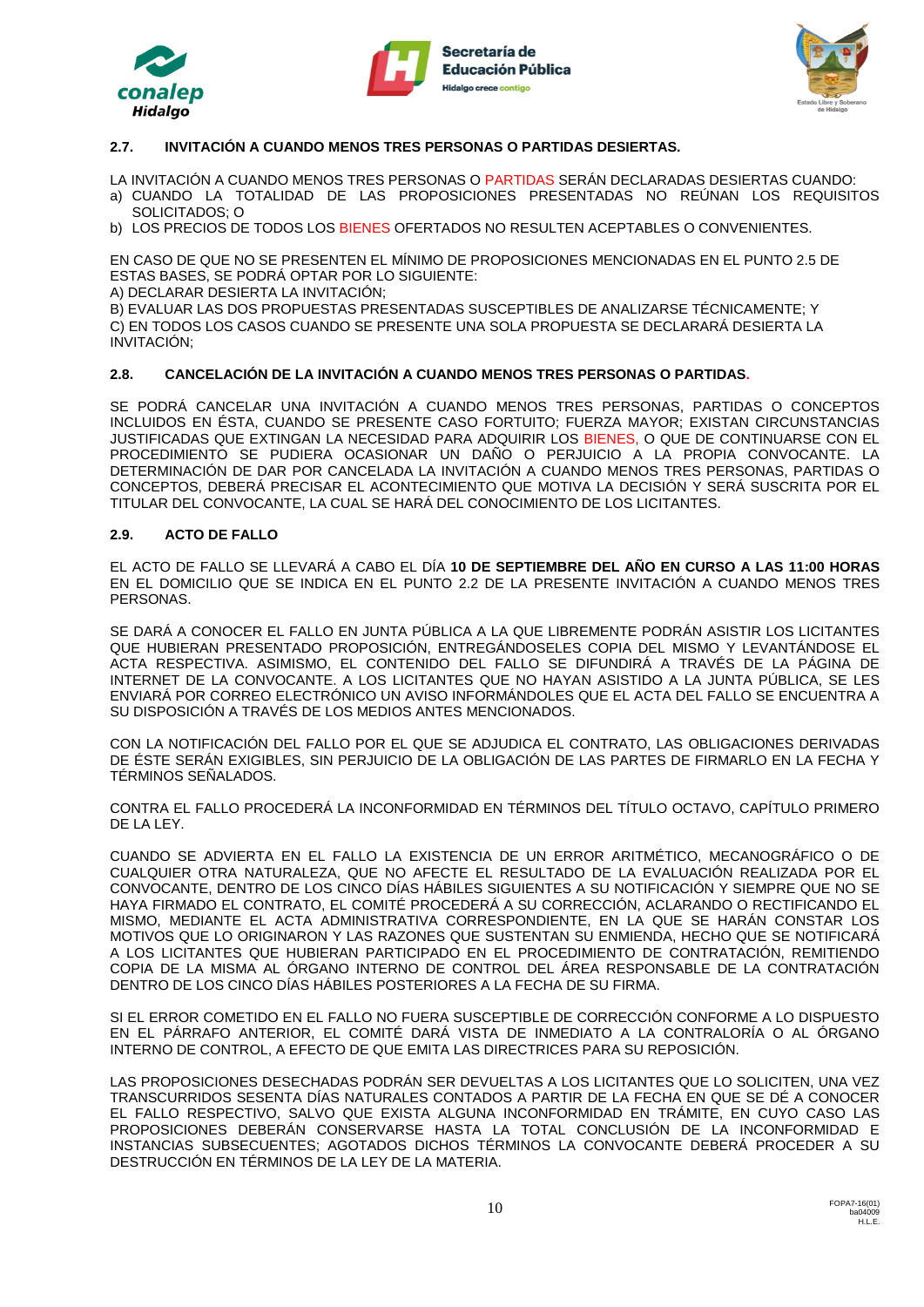### 2.7. INVITACIÓN A CUANDO MENOS TRES PERSONAS O PARTIDAS DESIERTAS.

LA INVITACIÓN A CUANDO MENOS TRES PERSONAS O PARTIDAS SERÁN DECLARADAS DESIERTAS CUANDO:

a) CUANDO LA TOTALIDAD DE LAS PROPOSICIONES PRESENTADAS NO REÚNAN LOS REQUISITOS SOLICITADOS; O
b) LOS PRECIOS DE TODOS LOS BIENES OFERTADOS NO RESULTEN ACEPTABLES O CONVENIENTES.

EN CASO DE QUE NO SE PRESENTEN EL MÍNIMO DE PROPOSICIONES MENCIONADAS EN EL PUNTO 2.5 DE ESTAS BASES, SE PODRÁ OPTAR POR LO SIGUIENTE:

A) DECLARAR DESIERTA LA INVITACIÓN;
B) EVALUAR LAS DOS PROPUESTAS PRESENTADAS SUSCEPTIBLES DE ANALIZARSE TÉCNICAMENTE; Y
C) EN TODOS LOS CASOS CUANDO SE PRESENTE UNA SOLA PROPUESTA SE DECLARARÁ DESIERTA LA INVITACIÓN;

### 2.8. CANCELACIÓN DE LA INVITACIÓN A CUANDO MENOS TRES PERSONAS O PARTIDAS.

SE PODRÁ CANCELAR UNA INVITACIÓN A CUANDO MENOS TRES PERSONAS, PARTIDAS O CONCEPTOS INCLUIDOS EN ÉSTA, CUANDO SE PRESENTE CASO FORTUITO; FUERZA MAYOR; EXISTAN CIRCUNSTANCIAS JUSTIFICADAS QUE EXTINGAN LA NECESIDAD PARA ADQUIRIR LOS BIENES, O QUE DE CONTINUARSE CON EL PROCEDIMIENTO SE PUDIERA OCASIONAR UN DAÑO O PERJUICIO A LA PROPIA CONVOCANTE. LA DETERMINACIÓN DE DAR POR CANCELADA LA INVITACIÓN A CUANDO MENOS TRES PERSONAS, PARTIDAS O CONCEPTOS, DEBERÁ PRECISAR EL ACONTECIMIENTO QUE MOTIVA LA DECISIÓN Y SERÁ SUSCRITA POR EL TITULAR DEL CONVOCANTE, LA CUAL SE HARÁ DEL CONOCIMIENTO DE LOS LICITANTES.

### 2.9. ACTO DE FALLO

EL ACTO DE FALLO SE LLEVARÁ A CABO EL DÍA **10 DE SEPTIEMBRE DEL AÑO EN CURSO A LAS 11:00 HORAS** EN EL DOMICILIO QUE SE INDICA EN EL PUNTO 2.2 DE LA PRESENTE INVITACIÓN A CUANDO MENOS TRES PERSONAS.

SE DARÁ A CONOCER EL FALLO EN JUNTA PÚBLICA A LA QUE LIBREMENTE PODRÁN ASISTIR LOS LICITANTES QUE HUBIERAN PRESENTADO PROPOSICIÓN, ENTREGÁNDOSELES COPIA DEL MISMO Y LEVANTÁNDOSE EL ACTA RESPECTIVA. ASIMISMO, EL CONTENIDO DEL FALLO SE DIFUNDIRÁ A TRAVÉS DE LA PÁGINA DE INTERNET DE LA CONVOCANTE. A LOS LICITANTES QUE NO HAYAN ASISTIDO A LA JUNTA PÚBLICA, SE LES ENVIARÁ POR CORREO ELECTRÓNICO UN AVISO INFORMÁNDOLES QUE EL ACTA DEL FALLO SE ENCUENTRA A SU DISPOSICIÓN A TRAVÉS DE LOS MEDIOS ANTES MENCIONADOS.

CON LA NOTIFICACIÓN DEL FALLO POR EL QUE SE ADJUDICA EL CONTRATO, LAS OBLIGACIONES DERIVADAS DE ÉSTE SERÁN EXIGIBLES, SIN PERJUICIO DE LA OBLIGACIÓN DE LAS PARTES DE FIRMARLO EN LA FECHA Y TÉRMINOS SEÑALADOS.

CONTRA EL FALLO PROCEDERÁ LA INCONFORMIDAD EN TÉRMINOS DEL TÍTULO OCTAVO, CAPÍTULO PRIMERO DE LA LEY.

CUANDO SE ADVIERTA EN EL FALLO LA EXISTENCIA DE UN ERROR ARITMÉTICO, MECANOGRÁFICO O DE CUALQUIER OTRA NATURALEZA, QUE NO AFECTE EL RESULTADO DE LA EVALUACIÓN REALIZADA POR EL CONVOCANTE, DENTRO DE LOS CINCO DÍAS HÁBILES SIGUIENTES A SU NOTIFICACIÓN Y SIEMPRE QUE NO SE HAYA FIRMADO EL CONTRATO, EL COMITÉ PROCEDERÁ A SU CORRECCIÓN, ACLARANDO O RECTIFICANDO EL MISMO, MEDIANTE EL ACTA ADMINISTRATIVA CORRESPONDIENTE, EN LA QUE SE HARÁN CONSTAR LOS MOTIVOS QUE LO ORIGINARON Y LAS RAZONES QUE SUSTENTAN SU ENMIENDA, HECHO QUE SE NOTIFICARÁ A LOS LICITANTES QUE HUBIERAN PARTICIPADO EN EL PROCEDIMIENTO DE CONTRATACIÓN, REMITIENDO COPIA DE LA MISMA AL ÓRGANO INTERNO DE CONTROL DEL ÁREA RESPONSABLE DE LA CONTRATACIÓN DENTRO DE LOS CINCO DÍAS HÁBILES POSTERIORES A LA FECHA DE SU FIRMA.

SI EL ERROR COMETIDO EN EL FALLO NO FUERA SUSCEPTIBLE DE CORRECCIÓN CONFORME A LO DISPUESTO EN EL PÁRRAFO ANTERIOR, EL COMITÉ DARÁ VISTA DE INMEDIATO A LA CONTRALORÍA O AL ÓRGANO INTERNO DE CONTROL, A EFECTO DE QUE EMITA LAS DIRECTRICES PARA SU REPOSICIÓN.

LAS PROPOSICIONES DESECHADAS PODRÁN SER DEVUELTAS A LOS LICITANTES QUE LO SOLICITEN, UNA VEZ TRANSCURRIDOS SESENTA DÍAS NATURALES CONTADOS A PARTIR DE LA FECHA EN QUE SE DÉ A CONOCER EL FALLO RESPECTIVO, SALVO QUE EXISTA ALGUNA INCONFORMIDAD EN TRÁMITE, EN CUYO CASO LAS PROPOSICIONES DEBERÁN CONSERVARSE HASTA LA TOTAL CONCLUSIÓN DE LA INCONFORMIDAD E INSTANCIAS SUBSECUENTES; AGOTADOS DICHOS TÉRMINOS LA CONVOCANTE DEBERÁ PROCEDER A SU DESTRUCCIÓN EN TÉRMINOS DE LA LEY DE LA MATERIA.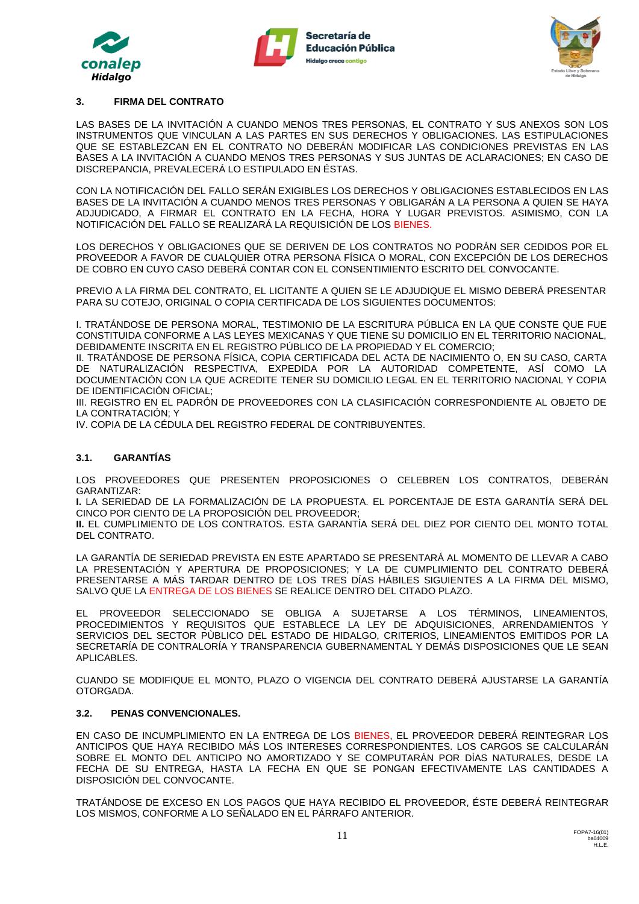### 3. FIRMA DEL CONTRATO

LAS BASES DE LA INVITACIÓN A CUANDO MENOS TRES PERSONAS, EL CONTRATO Y SUS ANEXOS SON LOS INSTRUMENTOS QUE VINCULAN A LAS PARTES EN SUS DERECHOS Y OBLIGACIONES. LAS ESTIPULACIONES QUE SE ESTABLEZCAN EN EL CONTRATO NO DEBERÁN MODIFICAR LAS CONDICIONES PREVISTAS EN LAS BASES A LA INVITACIÓN A CUANDO MENOS TRES PERSONAS Y SUS JUNTAS DE ACLARACIONES; EN CASO DE DISCREPANCIA, PREVALECERÁ LO ESTIPULADO EN ÉSTAS.

CON LA NOTIFICACIÓN DEL FALLO SERÁN EXIGIBLES LOS DERECHOS Y OBLIGACIONES ESTABLECIDOS EN LAS BASES DE LA INVITACIÓN A CUANDO MENOS TRES PERSONAS Y OBLIGARÁN A LA PERSONA A QUIEN SE HAYA ADJUDICADO, A FIRMAR EL CONTRATO EN LA FECHA, HORA Y LUGAR PREVISTOS. ASIMISMO, CON LA NOTIFICACIÓN DEL FALLO SE REALIZARÁ LA REQUISICIÓN DE LOS BIENES.

LOS DERECHOS Y OBLIGACIONES QUE SE DERIVEN DE LOS CONTRATOS NO PODRÁN SER CEDIDOS POR EL PROVEEDOR A FAVOR DE CUALQUIER OTRA PERSONA FÍSICA O MORAL, CON EXCEPCIÓN DE LOS DERECHOS DE COBRO EN CUYO CASO DEBERÁ CONTAR CON EL CONSENTIMIENTO ESCRITO DEL CONVOCANTE.

PREVIO A LA FIRMA DEL CONTRATO, EL LICITANTE A QUIEN SE LE ADJUDIQUE EL MISMO DEBERÁ PRESENTAR PARA SU COTEJO, ORIGINAL O COPIA CERTIFICADA DE LOS SIGUIENTES DOCUMENTOS:

I. TRATÁNDOSE DE PERSONA MORAL, TESTIMONIO DE LA ESCRITURA PÚBLICA EN LA QUE CONSTE QUE FUE CONSTITUIDA CONFORME A LAS LEYES MEXICANAS Y QUE TIENE SU DOMICILIO EN EL TERRITORIO NACIONAL, DEBIDAMENTE INSCRITA EN EL REGISTRO PÚBLICO DE LA PROPIEDAD Y EL COMERCIO;
II. TRATÁNDOSE DE PERSONA FÍSICA, COPIA CERTIFICADA DEL ACTA DE NACIMIENTO O, EN SU CASO, CARTA DE NATURALIZACIÓN RESPECTIVA, EXPEDIDA POR LA AUTORIDAD COMPETENTE, ASÍ COMO LA DOCUMENTACIÓN CON LA QUE ACREDITE TENER SU DOMICILIO LEGAL EN EL TERRITORIO NACIONAL Y COPIA DE IDENTIFICACIÓN OFICIAL;
III. REGISTRO EN EL PADRÓN DE PROVEEDORES CON LA CLASIFICACIÓN CORRESPONDIENTE AL OBJETO DE LA CONTRATACIÓN; Y
IV. COPIA DE LA CÉDULA DEL REGISTRO FEDERAL DE CONTRIBUYENTES.

### 3.1. GARANTÍAS

LOS PROVEEDORES QUE PRESENTEN PROPOSICIONES O CELEBREN LOS CONTRATOS, DEBERÁN GARANTIZAR:
**I.** LA SERIEDAD DE LA FORMALIZACIÓN DE LA PROPUESTA. EL PORCENTAJE DE ESTA GARANTÍA SERÁ DEL CINCO POR CIENTO DE LA PROPOSICIÓN DEL PROVEEDOR;
**II.** EL CUMPLIMIENTO DE LOS CONTRATOS. ESTA GARANTÍA SERÁ DEL DIEZ POR CIENTO DEL MONTO TOTAL DEL CONTRATO.

LA GARANTÍA DE SERIEDAD PREVISTA EN ESTE APARTADO SE PRESENTARÁ AL MOMENTO DE LLEVAR A CABO LA PRESENTACIÓN Y APERTURA DE PROPOSICIONES; Y LA DE CUMPLIMIENTO DEL CONTRATO DEBERÁ PRESENTARSE A MÁS TARDAR DENTRO DE LOS TRES DÍAS HÁBILES SIGUIENTES A LA FIRMA DEL MISMO, SALVO QUE LA ENTREGA DE LOS BIENES SE REALICE DENTRO DEL CITADO PLAZO.

EL PROVEEDOR SELECCIONADO SE OBLIGA A SUJETARSE A LOS TÉRMINOS, LINEAMIENTOS, PROCEDIMIENTOS Y REQUISITOS QUE ESTABLECE LA LEY DE ADQUISICIONES, ARRENDAMIENTOS Y SERVICIOS DEL SECTOR PÚBLICO DEL ESTADO DE HIDALGO, CRITERIOS, LINEAMIENTOS EMITIDOS POR LA SECRETARÍA DE CONTRALORÍA Y TRANSPARENCIA GUBERNAMENTAL Y DEMÁS DISPOSICIONES QUE LE SEAN APLICABLES.

CUANDO SE MODIFIQUE EL MONTO, PLAZO O VIGENCIA DEL CONTRATO DEBERÁ AJUSTARSE LA GARANTÍA OTORGADA.

### 3.2. PENAS CONVENCIONALES.

EN CASO DE INCUMPLIMIENTO EN LA ENTREGA DE LOS BIENES, EL PROVEEDOR DEBERÁ REINTEGRAR LOS ANTICIPOS QUE HAYA RECIBIDO MÁS LOS INTERESES CORRESPONDIENTES. LOS CARGOS SE CALCULARÁN SOBRE EL MONTO DEL ANTICIPO NO AMORTIZADO Y SE COMPUTARÁN POR DÍAS NATURALES, DESDE LA FECHA DE SU ENTREGA, HASTA LA FECHA EN QUE SE PONGAN EFECTIVAMENTE LAS CANTIDADES A DISPOSICIÓN DEL CONVOCANTE.

TRATÁNDOSE DE EXCESO EN LOS PAGOS QUE HAYA RECIBIDO EL PROVEEDOR, ÉSTE DEBERÁ REINTEGRAR LOS MISMOS, CONFORME A LO SEÑALADO EN EL PÁRRAFO ANTERIOR.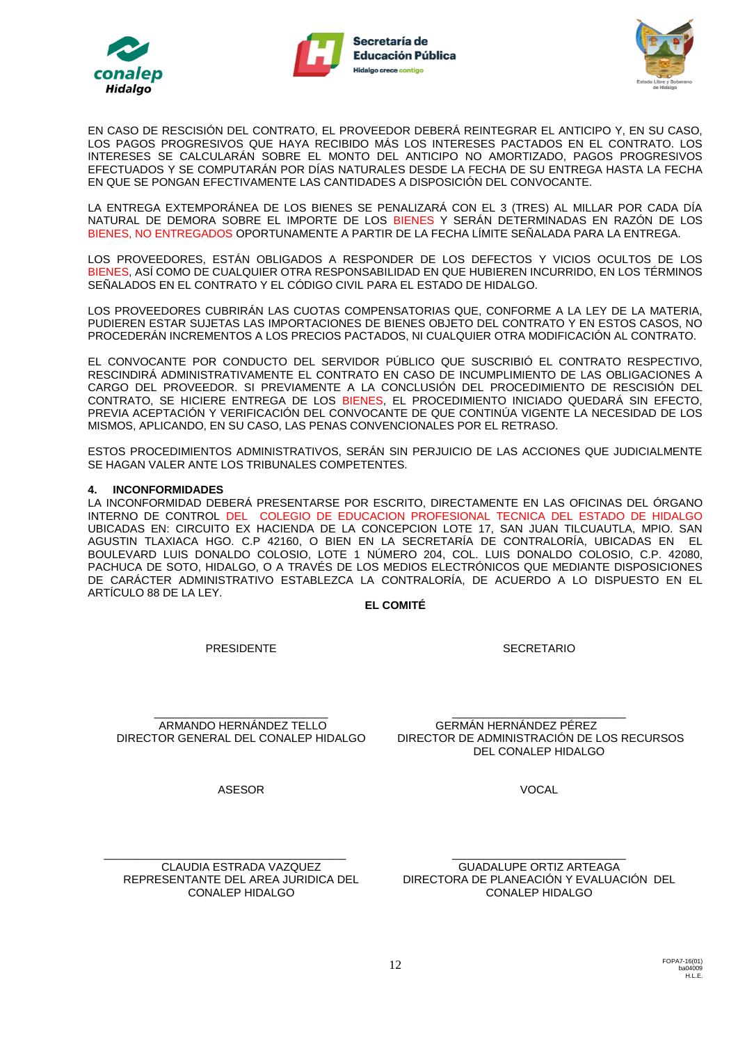EN CASO DE RESCISIÓN DEL CONTRATO, EL PROVEEDOR DEBERÁ REINTEGRAR EL ANTICIPO Y, EN SU CASO, LOS PAGOS PROGRESIVOS QUE HAYA RECIBIDO MÁS LOS INTERESES PACTADOS EN EL CONTRATO. LOS INTERESES SE CALCULARÁN SOBRE EL MONTO DEL ANTICIPO NO AMORTIZADO, PAGOS PROGRESIVOS EFECTUADOS Y SE COMPUTARÁN POR DÍAS NATURALES DESDE LA FECHA DE SU ENTREGA HASTA LA FECHA EN QUE SE PONGAN EFECTIVAMENTE LAS CANTIDADES A DISPOSICIÓN DEL CONVOCANTE.

LA ENTREGA EXTEMPORÁNEA DE LOS BIENES SE PENALIZARÁ CON EL 3 (TRES) AL MILLAR POR CADA DÍA NATURAL DE DEMORA SOBRE EL IMPORTE DE LOS BIENES Y SERÁN DETERMINADAS EN RAZÓN DE LOS BIENES, NO ENTREGADOS OPORTUNAMENTE A PARTIR DE LA FECHA LÍMITE SEÑALADA PARA LA ENTREGA.

LOS PROVEEDORES, ESTÁN OBLIGADOS A RESPONDER DE LOS DEFECTOS Y VICIOS OCULTOS DE LOS BIENES, ASÍ COMO DE CUALQUIER OTRA RESPONSABILIDAD EN QUE HUBIEREN INCURRIDO, EN LOS TÉRMINOS SEÑALADOS EN EL CONTRATO Y EL CÓDIGO CIVIL PARA EL ESTADO DE HIDALGO.

LOS PROVEEDORES CUBRIRÁN LAS CUOTAS COMPENSATORIAS QUE, CONFORME A LA LEY DE LA MATERIA, PUDIEREN ESTAR SUJETAS LAS IMPORTACIONES DE BIENES OBJETO DEL CONTRATO Y EN ESTOS CASOS, NO PROCEDERÁN INCREMENTOS A LOS PRECIOS PACTADOS, NI CUALQUIER OTRA MODIFICACIÓN AL CONTRATO.

EL CONVOCANTE POR CONDUCTO DEL SERVIDOR PÚBLICO QUE SUSCRIBIÓ EL CONTRATO RESPECTIVO, RESCINDIRÁ ADMINISTRATIVAMENTE EL CONTRATO EN CASO DE INCUMPLIMIENTO DE LAS OBLIGACIONES A CARGO DEL PROVEEDOR. SI PREVIAMENTE A LA CONCLUSIÓN DEL PROCEDIMIENTO DE RESCISIÓN DEL CONTRATO, SE HICIERE ENTREGA DE LOS BIENES, EL PROCEDIMIENTO INICIADO QUEDARÁ SIN EFECTO, PREVIA ACEPTACIÓN Y VERIFICACIÓN DEL CONVOCANTE DE QUE CONTINÚA VIGENTE LA NECESIDAD DE LOS MISMOS, APLICANDO, EN SU CASO, LAS PENAS CONVENCIONALES POR EL RETRASO.

ESTOS PROCEDIMIENTOS ADMINISTRATIVOS, SERÁN SIN PERJUICIO DE LAS ACCIONES QUE JUDICIALMENTE SE HAGAN VALER ANTE LOS TRIBUNALES COMPETENTES.

**4. INCONFORMIDADES**

LA INCONFORMIDAD DEBERÁ PRESENTARSE POR ESCRITO, DIRECTAMENTE EN LAS OFICINAS DEL ÓRGANO INTERNO DE CONTROL DEL COLEGIO DE EDUCACION PROFESIONAL TECNICA DEL ESTADO DE HIDALGO UBICADAS EN: CIRCUITO EX HACIENDA DE LA CONCEPCION LOTE 17, SAN JUAN TILCUAUTLA, MPIO. SAN AGUSTIN TLAXIACA HGO. C.P 42160, O BIEN EN LA SECRETARÍA DE CONTRALORÍA, UBICADAS EN EL BOULEVARD LUIS DONALDO COLOSIO, LOTE 1 NÚMERO 204, COL. LUIS DONALDO COLOSIO, C.P. 42080, PACHUCA DE SOTO, HIDALGO, O A TRAVÉS DE LOS MEDIOS ELECTRÓNICOS QUE MEDIANTE DISPOSICIONES DE CARÁCTER ADMINISTRATIVO ESTABLEZCA LA CONTRALORÍA, DE ACUERDO A LO DISPUESTO EN EL ARTÍCULO 88 DE LA LEY.

**EL COMITÉ**

PRESIDENTE

\_\_\_\_\_\_\_\_\_\_\_\_\_\_\_\_\_\_\_\_\_\_\_\_\_\_

ARMANDO HERNÁNDEZ TELLO
DIRECTOR GENERAL DEL CONALEP HIDALGO

SECRETARIO

\_\_\_\_\_\_\_\_\_\_\_\_\_\_\_\_\_\_\_\_\_\_\_\_\_\_

GERMÁN HERNÁNDEZ PÉREZ
DIRECTOR DE ADMINISTRACIÓN DE LOS RECURSOS DEL CONALEP HIDALGO

ASESOR

\_\_\_\_\_\_\_\_\_\_\_\_\_\_\_\_\_\_\_\_\_\_\_\_\_\_

CLAUDIA ESTRADA VAZQUEZ
REPRESENTANTE DEL AREA JURIDICA DEL CONALEP HIDALGO

VOCAL

\_\_\_\_\_\_\_\_\_\_\_\_\_\_\_\_\_\_\_\_\_\_\_\_\_\_

GUADALUPE ORTIZ ARTEAGA
DIRECTORA DE PLANEACIÓN Y EVALUACIÓN DEL CONALEP HIDALGO

FOPA7-16(01)
ba04009
H.L.E.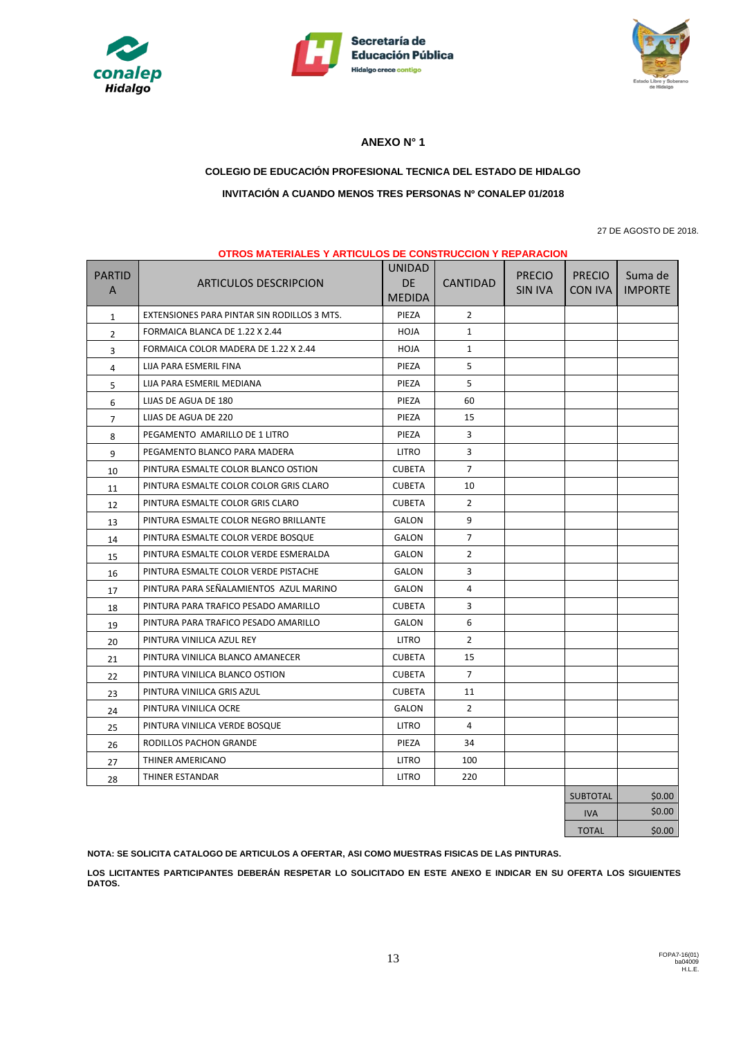# ANEXO N° 1

**COLEGIO DE EDUCACIÓN PROFESIONAL TECNICA DEL ESTADO DE HIDALGO**

**INVITACIÓN A CUANDO MENOS TRES PERSONAS Nº CONALEP 01/2018**

27 DE AGOSTO DE 2018.

**OTROS MATERIALES Y ARTICULOS DE CONSTRUCCION Y REPARACION**

| PARTIDA | ARTICULOS DESCRIPCION | UNIDAD DE MEDIDA | CANTIDAD | PRECIO SIN IVA | PRECIO CON IVA | Suma de IMPORTE |
|---|---|---|---|---|---|---|
| 1 | EXTENSIONES PARA PINTAR SIN RODILLOS 3 MTS. | PIEZA | 2 | | | |
| 2 | FORMAICA BLANCA DE 1.22 X 2.44 | HOJA | 1 | | | |
| 3 | FORMAICA COLOR MADERA DE 1.22 X 2.44 | HOJA | 1 | | | |
| 4 | LIJA PARA ESMERIL FINA | PIEZA | 5 | | | |
| 5 | LIJA PARA ESMERIL MEDIANA | PIEZA | 5 | | | |
| 6 | LIJAS DE AGUA DE 180 | PIEZA | 60 | | | |
| 7 | LIJAS DE AGUA DE 220 | PIEZA | 15 | | | |
| 8 | PEGAMENTO AMARILLO DE 1 LITRO | PIEZA | 3 | | | |
| 9 | PEGAMENTO BLANCO PARA MADERA | LITRO | 3 | | | |
| 10 | PINTURA ESMALTE COLOR BLANCO OSTION | CUBETA | 7 | | | |
| 11 | PINTURA ESMALTE COLOR COLOR GRIS CLARO | CUBETA | 10 | | | |
| 12 | PINTURA ESMALTE COLOR GRIS CLARO | CUBETA | 2 | | | |
| 13 | PINTURA ESMALTE COLOR NEGRO BRILLANTE | GALON | 9 | | | |
| 14 | PINTURA ESMALTE COLOR VERDE BOSQUE | GALON | 7 | | | |
| 15 | PINTURA ESMALTE COLOR VERDE ESMERALDA | GALON | 2 | | | |
| 16 | PINTURA ESMALTE COLOR VERDE PISTACHE | GALON | 3 | | | |
| 17 | PINTURA PARA SEÑALAMIENTOS AZUL MARINO | GALON | 4 | | | |
| 18 | PINTURA PARA TRAFICO PESADO AMARILLO | CUBETA | 3 | | | |
| 19 | PINTURA PARA TRAFICO PESADO AMARILLO | GALON | 6 | | | |
| 20 | PINTURA VINILICA AZUL REY | LITRO | 2 | | | |
| 21 | PINTURA VINILICA BLANCO AMANECER | CUBETA | 15 | | | |
| 22 | PINTURA VINILICA BLANCO OSTION | CUBETA | 7 | | | |
| 23 | PINTURA VINILICA GRIS AZUL | CUBETA | 11 | | | |
| 24 | PINTURA VINILICA OCRE | GALON | 2 | | | |
| 25 | PINTURA VINILICA VERDE BOSQUE | LITRO | 4 | | | |
| 26 | RODILLOS PACHON GRANDE | PIEZA | 34 | | | |
| 27 | THINER AMERICANO | LITRO | 100 | | | |
| 28 | THINER ESTANDAR | LITRO | 220 | | | |
| | | | | | SUBTOTAL | $0.00 |
| | | | | | IVA | $0.00 |
| | | | | | TOTAL | $0.00 |

**NOTA: SE SOLICITA CATALOGO DE ARTICULOS A OFERTAR, ASI COMO MUESTRAS FISICAS DE LAS PINTURAS.**

**LOS LICITANTES PARTICIPANTES DEBERÁN RESPETAR LO SOLICITADO EN ESTE ANEXO E INDICAR EN SU OFERTA LOS SIGUIENTES DATOS.**

FOPA7-16(01)
ba04009
H.L.E.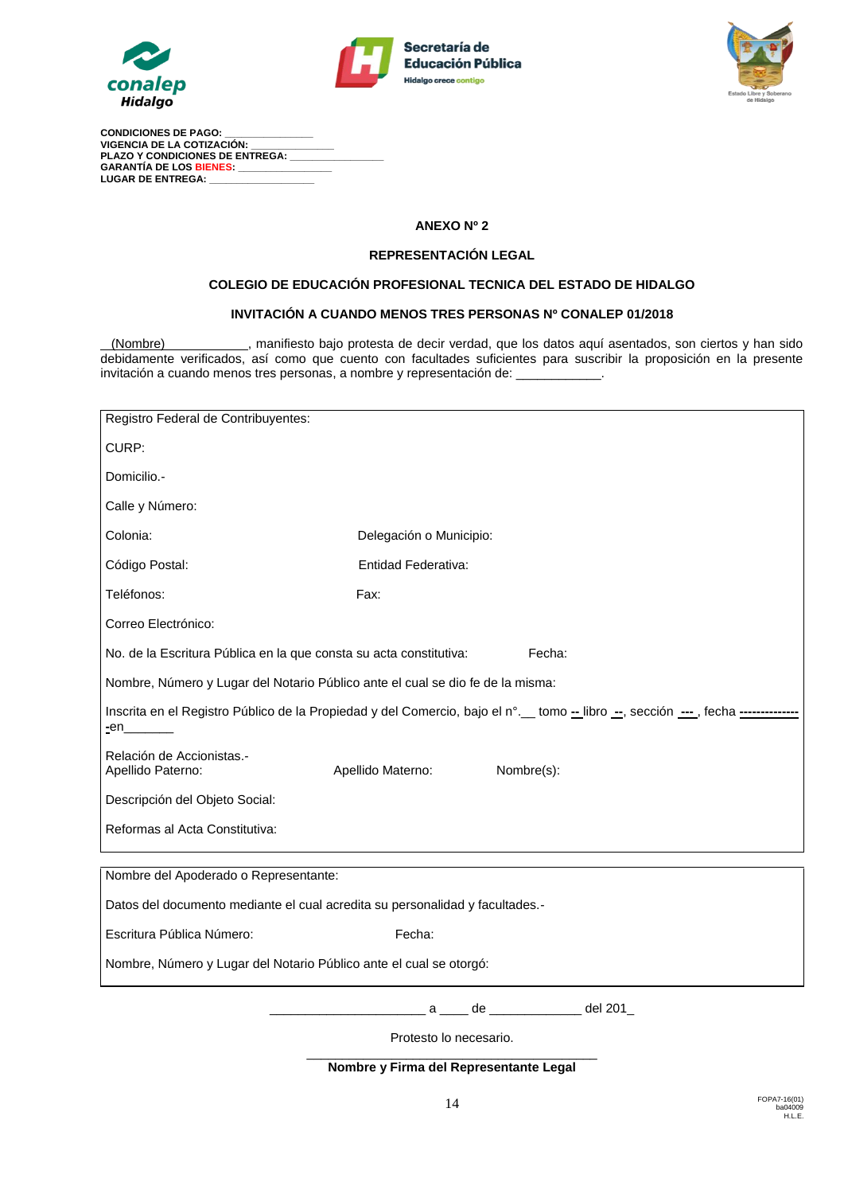**CONDICIONES DE PAGO:** _______________
**VIGENCIA DE LA COTIZACIÓN:** _____________
**PLAZO Y CONDICIONES DE ENTREGA:** _______________
**GARANTÍA DE LOS BIENES:** _______________
**LUGAR DE ENTREGA:** __________________

**ANEXO Nº 2**

**REPRESENTACIÓN LEGAL**

**COLEGIO DE EDUCACIÓN PROFESIONAL TECNICA DEL ESTADO DE HIDALGO**

**INVITACIÓN A CUANDO MENOS TRES PERSONAS Nº CONALEP 01/2018**

__(Nombre)____________, manifiesto bajo protesta de decir verdad, que los datos aquí asentados, son ciertos y han sido debidamente verificados, así como que cuento con facultades suficientes para suscribir la proposición en la presente invitación a cuando menos tres personas, a nombre y representación de: ____________.

Registro Federal de Contribuyentes:

CURP:

Domicilio.-

Calle y Número:

Colonia: Delegación o Municipio:

Código Postal: Entidad Federativa:

Teléfonos: Fax:

Correo Electrónico:

No. de la Escritura Pública en la que consta su acta constitutiva: Fecha:

Nombre, Número y Lugar del Notario Público ante el cual se dio fe de la misma:

Inscrita en el Registro Público de la Propiedad y del Comercio, bajo el n°.__ tomo -- libro --, sección ---, fecha -------------- en_______

Relación de Accionistas.-
Apellido Paterno: Apellido Materno: Nombre(s):

Descripción del Objeto Social:

Reformas al Acta Constitutiva:

Nombre del Apoderado o Representante:

Datos del documento mediante el cual acredita su personalidad y facultades.-

Escritura Pública Número: Fecha:

Nombre, Número y Lugar del Notario Público ante el cual se otorgó:

______________________ a ____ de _____________ del 201_

Protesto lo necesario.

__________________________________________
**Nombre y Firma del Representante Legal**

FOPA7-16(01)
ba04009
H.L.E.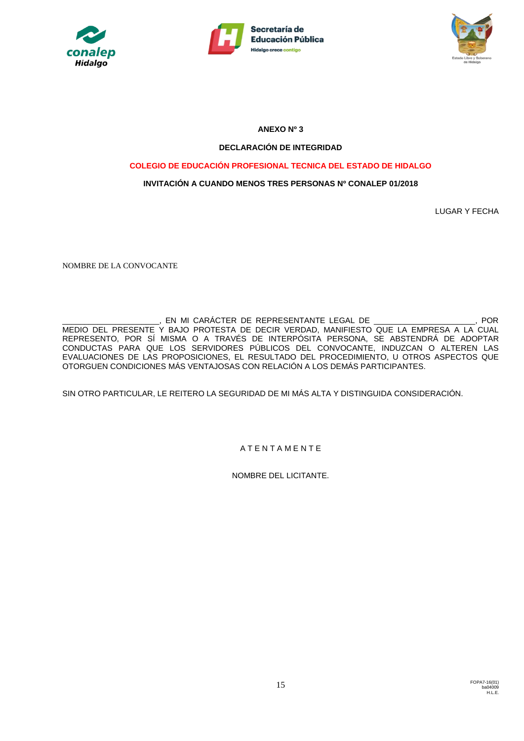**ANEXO Nº 3**

**DECLARACIÓN DE INTEGRIDAD**

**COLEGIO DE EDUCACIÓN PROFESIONAL TECNICA DEL ESTADO DE HIDALGO**

**INVITACIÓN A CUANDO MENOS TRES PERSONAS Nº CONALEP 01/2018**

LUGAR Y FECHA

NOMBRE DE LA CONVOCANTE

_____________________, EN MI CARÁCTER DE REPRESENTANTE LEGAL DE ______________________, POR MEDIO DEL PRESENTE Y BAJO PROTESTA DE DECIR VERDAD, MANIFIESTO QUE LA EMPRESA A LA CUAL REPRESENTO, POR SÍ MISMA O A TRAVÉS DE INTERPÓSITA PERSONA, SE ABSTENDRÁ DE ADOPTAR CONDUCTAS PARA QUE LOS SERVIDORES PÚBLICOS DEL CONVOCANTE, INDUZCAN O ALTEREN LAS EVALUACIONES DE LAS PROPOSICIONES, EL RESULTADO DEL PROCEDIMIENTO, U OTROS ASPECTOS QUE OTORGUEN CONDICIONES MÁS VENTAJOSAS CON RELACIÓN A LOS DEMÁS PARTICIPANTES.

SIN OTRO PARTICULAR, LE REITERO LA SEGURIDAD DE MI MÁS ALTA Y DISTINGUIDA CONSIDERACIÓN.

A T E N T A M E N T E

NOMBRE DEL LICITANTE.

FOPA7-16(01)
ba04009
H.L.E.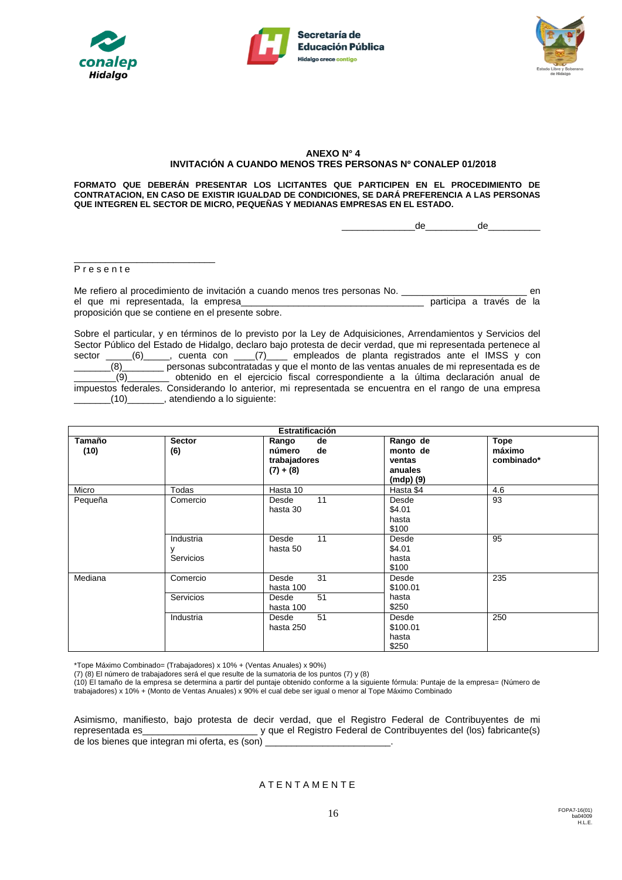**ANEXO N° 4**
**INVITACIÓN A CUANDO MENOS TRES PERSONAS Nº CONALEP 01/2018**

**FORMATO QUE DEBERÁN PRESENTAR LOS LICITANTES QUE PARTICIPEN EN EL PROCEDIMIENTO DE CONTRATACION, EN CASO DE EXISTIR IGUALDAD DE CONDICIONES, SE DARÁ PREFERENCIA A LAS PERSONAS QUE INTEGREN EL SECTOR DE MICRO, PEQUEÑAS Y MEDIANAS EMPRESAS EN EL ESTADO.**

_____________de_________de__________

___________________________
P r e s e n t e

Me refiero al procedimiento de invitación a cuando menos tres personas No. ________________________ en el que mi representada, la empresa___________________________________ participa a través de la proposición que se contiene en el presente sobre.

Sobre el particular, y en términos de lo previsto por la Ley de Adquisiciones, Arrendamientos y Servicios del Sector Público del Estado de Hidalgo, declaro bajo protesta de decir verdad, que mi representada pertenece al sector _____(6)_____, cuenta con ____(7)____ empleados de planta registrados ante el IMSS y con _______(8)________ personas subcontratadas y que el monto de las ventas anuales de mi representada es de ________(9)________ obtenido en el ejercicio fiscal correspondiente a la última declaración anual de impuestos federales. Considerando lo anterior, mi representada se encuentra en el rango de una empresa _______(10)_______, atendiendo a lo siguiente:

| Estratificación | | | | |
|---|---|---|---|---|
| **Tamaño (10)** | **Sector (6)** | **Rango de número de trabajadores (7) + (8)** | **Rango de monto de ventas anuales (mdp) (9)** | **Tope máximo combinado*** |
| Micro | Todas | Hasta 10 | Hasta $4 | 4.6 |
| Pequeña | Comercio | Desde 11 hasta 30 | Desde $4.01 hasta $100 | 93 |
| | Industria y Servicios | Desde 11 hasta 50 | Desde $4.01 hasta $100 | 95 |
| Mediana | Comercio | Desde 31 hasta 100 | Desde $100.01 hasta $250 | 235 |
| | Servicios | Desde 51 hasta 100 | | |
| | Industria | Desde 51 hasta 250 | Desde $100.01 hasta $250 | 250 |

*Tope Máximo Combinado= (Trabajadores) x 10% + (Ventas Anuales) x 90%)
(7) (8) El número de trabajadores será el que resulte de la sumatoria de los puntos (7) y (8)
(10) El tamaño de la empresa se determina a partir del puntaje obtenido conforme a la siguiente fórmula: Puntaje de la empresa= (Número de trabajadores) x 10% + (Monto de Ventas Anuales) x 90% el cual debe ser igual o menor al Tope Máximo Combinado

Asimismo, manifiesto, bajo protesta de decir verdad, que el Registro Federal de Contribuyentes de mi representada es______________________ y que el Registro Federal de Contribuyentes del (los) fabricante(s) de los bienes que integran mi oferta, es (son) ________________________.

A T E N T A M E N T E

FOPA7-16(01)
ba04009
H.L.E.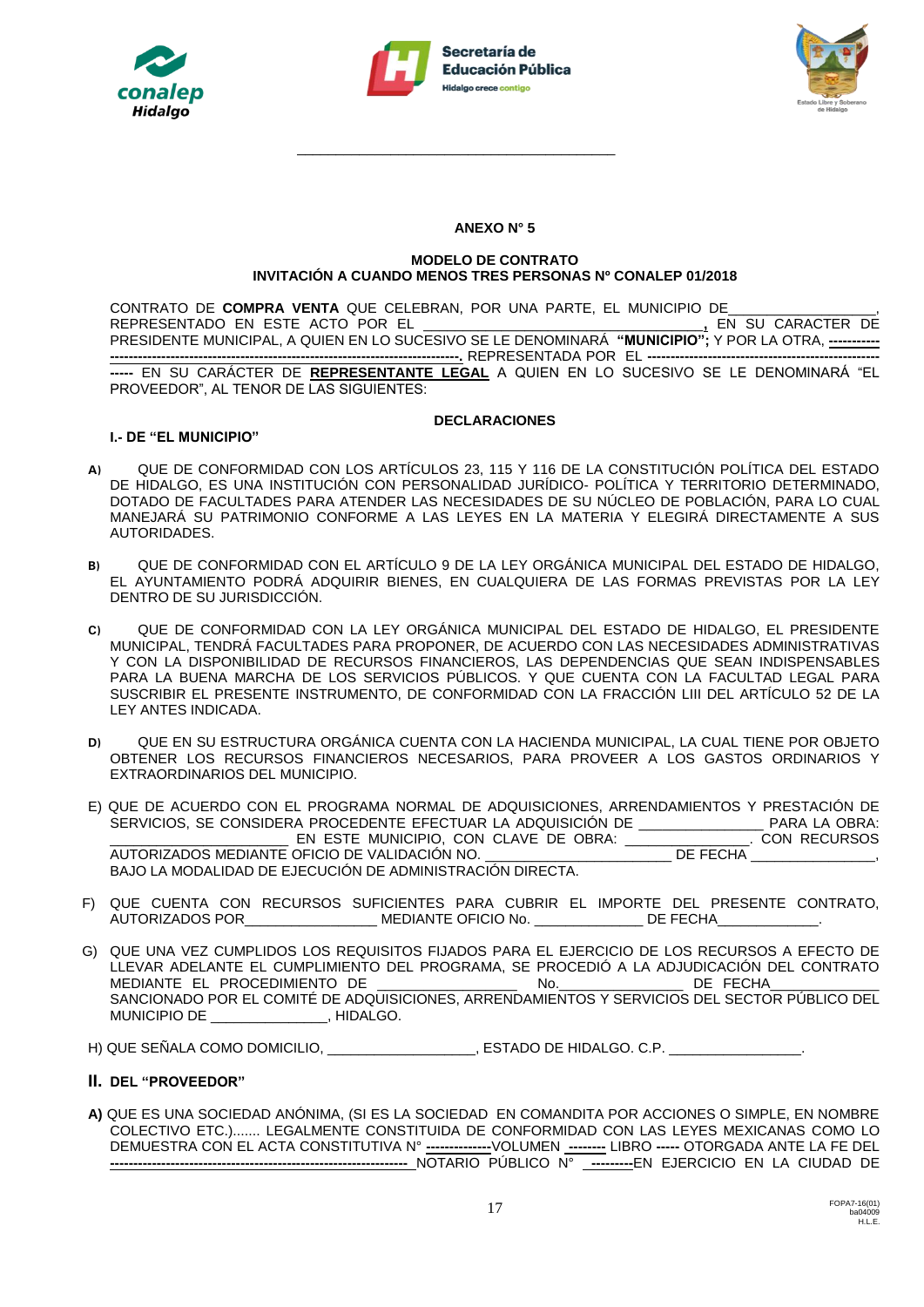## ANEXO N° 5

### MODELO DE CONTRATO
### INVITACIÓN A CUANDO MENOS TRES PERSONAS Nº CONALEP 01/2018

CONTRATO DE **COMPRA VENTA** QUE CELEBRAN, POR UNA PARTE, EL MUNICIPIO DE__________________, REPRESENTADO EN ESTE ACTO POR EL ___________________________________, EN SU CARACTER DE PRESIDENTE MUNICIPAL, A QUIEN EN LO SUCESIVO SE LE DENOMINARÁ **"MUNICIPIO"**; Y POR LA OTRA, ------------ ----------------------------------------------------------------------------. REPRESENTADA POR EL -------------------------------------------------- ----- EN SU CARÁCTER DE **REPRESENTANTE LEGAL** A QUIEN EN LO SUCESIVO SE LE DENOMINARÁ "EL PROVEEDOR", AL TENOR DE LAS SIGUIENTES:

### DECLARACIONES

**I.- DE "EL MUNICIPIO"**

**A)** QUE DE CONFORMIDAD CON LOS ARTÍCULOS 23, 115 Y 116 DE LA CONSTITUCIÓN POLÍTICA DEL ESTADO DE HIDALGO, ES UNA INSTITUCIÓN CON PERSONALIDAD JURÍDICO- POLÍTICA Y TERRITORIO DETERMINADO, DOTADO DE FACULTADES PARA ATENDER LAS NECESIDADES DE SU NÚCLEO DE POBLACIÓN, PARA LO CUAL MANEJARÁ SU PATRIMONIO CONFORME A LAS LEYES EN LA MATERIA Y ELEGIRÁ DIRECTAMENTE A SUS AUTORIDADES.

**B)** QUE DE CONFORMIDAD CON EL ARTÍCULO 9 DE LA LEY ORGÁNICA MUNICIPAL DEL ESTADO DE HIDALGO, EL AYUNTAMIENTO PODRÁ ADQUIRIR BIENES, EN CUALQUIERA DE LAS FORMAS PREVISTAS POR LA LEY DENTRO DE SU JURISDICCIÓN.

**C)** QUE DE CONFORMIDAD CON LA LEY ORGÁNICA MUNICIPAL DEL ESTADO DE HIDALGO, EL PRESIDENTE MUNICIPAL, TENDRÁ FACULTADES PARA PROPONER, DE ACUERDO CON LAS NECESIDADES ADMINISTRATIVAS Y CON LA DISPONIBILIDAD DE RECURSOS FINANCIEROS, LAS DEPENDENCIAS QUE SEAN INDISPENSABLES PARA LA BUENA MARCHA DE LOS SERVICIOS PÚBLICOS. Y QUE CUENTA CON LA FACULTAD LEGAL PARA SUSCRIBIR EL PRESENTE INSTRUMENTO, DE CONFORMIDAD CON LA FRACCIÓN LIII DEL ARTÍCULO 52 DE LA LEY ANTES INDICADA.

**D)** QUE EN SU ESTRUCTURA ORGÁNICA CUENTA CON LA HACIENDA MUNICIPAL, LA CUAL TIENE POR OBJETO OBTENER LOS RECURSOS FINANCIEROS NECESARIOS, PARA PROVEER A LOS GASTOS ORDINARIOS Y EXTRAORDINARIOS DEL MUNICIPIO.

E) QUE DE ACUERDO CON EL PROGRAMA NORMAL DE ADQUISICIONES, ARRENDAMIENTOS Y PRESTACIÓN DE SERVICIOS, SE CONSIDERA PROCEDENTE EFECTUAR LA ADQUISICIÓN DE _______________ PARA LA OBRA: _____________________ EN ESTE MUNICIPIO, CON CLAVE DE OBRA: _______________. CON RECURSOS AUTORIZADOS MEDIANTE OFICIO DE VALIDACIÓN NO. ______________________ DE FECHA _______________, BAJO LA MODALIDAD DE EJECUCIÓN DE ADMINISTRACIÓN DIRECTA.

F) QUE CUENTA CON RECURSOS SUFICIENTES PARA CUBRIR EL IMPORTE DEL PRESENTE CONTRATO, AUTORIZADOS POR________________ MEDIANTE OFICIO No. _____________ DE FECHA____________.

G) QUE UNA VEZ CUMPLIDOS LOS REQUISITOS FIJADOS PARA EL EJERCICIO DE LOS RECURSOS A EFECTO DE LLEVAR ADELANTE EL CUMPLIMIENTO DEL PROGRAMA, SE PROCEDIÓ A LA ADJUDICACIÓN DEL CONTRATO MEDIANTE EL PROCEDIMIENTO DE _________________ No._______________ DE FECHA_____________ SANCIONADO POR EL COMITÉ DE ADQUISICIONES, ARRENDAMIENTOS Y SERVICIOS DEL SECTOR PÚBLICO DEL MUNICIPIO DE ______________, HIDALGO.

H) QUE SEÑALA COMO DOMICILIO, __________________, ESTADO DE HIDALGO. C.P. ________________.

**II. DEL "PROVEEDOR"**

**A)** QUE ES UNA SOCIEDAD ANÓNIMA, (SI ES LA SOCIEDAD EN COMANDITA POR ACCIONES O SIMPLE, EN NOMBRE COLECTIVO ETC.)....... LEGALMENTE CONSTITUIDA DE CONFORMIDAD CON LAS LEYES MEXICANAS COMO LO DEMUESTRA CON EL ACTA CONSTITUTIVA N° --------------VOLUMEN -------- LIBRO ----- OTORGADA ANTE LA FE DEL ------------------------------------------------------------------- NOTARIO PÚBLICO N° ---------EN EJERCICIO EN LA CIUDAD DE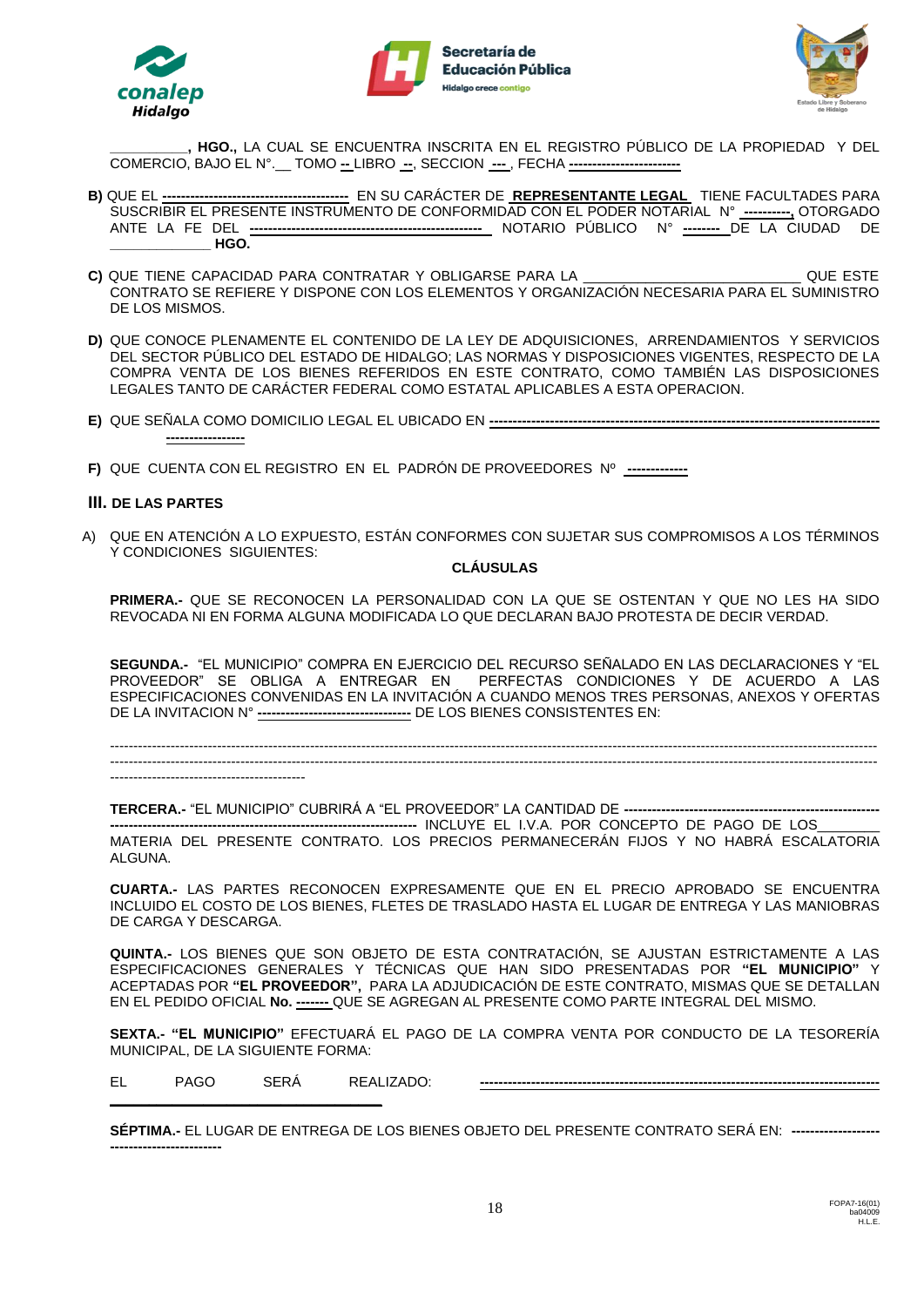__________, **HGO.,** LA CUAL SE ENCUENTRA INSCRITA EN EL REGISTRO PÚBLICO DE LA PROPIEDAD Y DEL COMERCIO, BAJO EL N°.__ TOMO -- LIBRO --, SECCION ---, FECHA ------------------------

**B)** QUE EL ---------------------------------------- EN SU CARÁCTER DE **REPRESENTANTE LEGAL** TIENE FACULTADES PARA SUSCRIBIR EL PRESENTE INSTRUMENTO DE CONFORMIDAD CON EL PODER NOTARIAL N° ----------, OTORGADO ANTE LA FE DEL --------------------------------------------------- NOTARIO PÚBLICO N° -------- DE LA CIUDAD DE _____________ **HGO.**

**C)** QUE TIENE CAPACIDAD PARA CONTRATAR Y OBLIGARSE PARA LA _____________________________ QUE ESTE CONTRATO SE REFIERE Y DISPONE CON LOS ELEMENTOS Y ORGANIZACIÓN NECESARIA PARA EL SUMINISTRO DE LOS MISMOS.

**D)** QUE CONOCE PLENAMENTE EL CONTENIDO DE LA LEY DE ADQUISICIONES, ARRENDAMIENTOS Y SERVICIOS DEL SECTOR PÚBLICO DEL ESTADO DE HIDALGO; LAS NORMAS Y DISPOSICIONES VIGENTES, RESPECTO DE LA COMPRA VENTA DE LOS BIENES REFERIDOS EN ESTE CONTRATO, COMO TAMBIÉN LAS DISPOSICIONES LEGALES TANTO DE CARÁCTER FEDERAL COMO ESTATAL APLICABLES A ESTA OPERACION.

**E)** QUE SEÑALA COMO DOMICILIO LEGAL EL UBICADO EN ------------------------------------------------------------------------------- -----------------

**F)** QUE CUENTA CON EL REGISTRO EN EL PADRÓN DE PROVEEDORES Nº ------------

## III. DE LAS PARTES

A) QUE EN ATENCIÓN A LO EXPUESTO, ESTÁN CONFORMES CON SUJETAR SUS COMPROMISOS A LOS TÉRMINOS Y CONDICIONES SIGUIENTES:

**CLÁUSULAS**

**PRIMERA.-** QUE SE RECONOCEN LA PERSONALIDAD CON LA QUE SE OSTENTAN Y QUE NO LES HA SIDO REVOCADA NI EN FORMA ALGUNA MODIFICADA LO QUE DECLARAN BAJO PROTESTA DE DECIR VERDAD.

**SEGUNDA.-** "EL MUNICIPIO" COMPRA EN EJERCICIO DEL RECURSO SEÑALADO EN LAS DECLARACIONES Y "EL PROVEEDOR" SE OBLIGA A ENTREGAR EN PERFECTAS CONDICIONES Y DE ACUERDO A LAS ESPECIFICACIONES CONVENIDAS EN LA INVITACIÓN A CUANDO MENOS TRES PERSONAS, ANEXOS Y OFERTAS DE LA INVITACION N° --------------------------------- DE LOS BIENES CONSISTENTES EN:

------------------------------------------------------------------------------------------------------------------------------------------------------------------------------------------------------------------------------------------------------------------------------------------------------------------------------------------------------------

**TERCERA.-** "EL MUNICIPIO" CUBRIRÁ A "EL PROVEEDOR" LA CANTIDAD DE ------------------------------------------------------ ------------------------------------------------------------------ INCLUYE EL I.V.A. POR CONCEPTO DE PAGO DE LOS________ MATERIA DEL PRESENTE CONTRATO. LOS PRECIOS PERMANECERÁN FIJOS Y NO HABRÁ ESCALATORIA ALGUNA.

**CUARTA.-** LAS PARTES RECONOCEN EXPRESAMENTE QUE EN EL PRECIO APROBADO SE ENCUENTRA INCLUIDO EL COSTO DE LOS BIENES, FLETES DE TRASLADO HASTA EL LUGAR DE ENTREGA Y LAS MANIOBRAS DE CARGA Y DESCARGA.

**QUINTA.-** LOS BIENES QUE SON OBJETO DE ESTA CONTRATACIÓN, SE AJUSTAN ESTRICTAMENTE A LAS ESPECIFICACIONES GENERALES Y TÉCNICAS QUE HAN SIDO PRESENTADAS POR **"EL MUNICIPIO"** Y ACEPTADAS POR **"EL PROVEEDOR",** PARA LA ADJUDICACIÓN DE ESTE CONTRATO, MISMAS QUE SE DETALLAN EN EL PEDIDO OFICIAL **No.** ------- QUE SE AGREGAN AL PRESENTE COMO PARTE INTEGRAL DEL MISMO.

**SEXTA.- "EL MUNICIPIO"** EFECTUARÁ EL PAGO DE LA COMPRA VENTA POR CONDUCTO DE LA TESORERÍA MUNICIPAL, DE LA SIGUIENTE FORMA:

EL PAGO SERÁ REALIZADO: ------------------------------------------------------------------------------------ ________________________________

**SÉPTIMA.-** EL LUGAR DE ENTREGA DE LOS BIENES OBJETO DEL PRESENTE CONTRATO SERÁ EN: ------------------- ------------------------

FOPA7-16(01)
ba04009
H.L.E.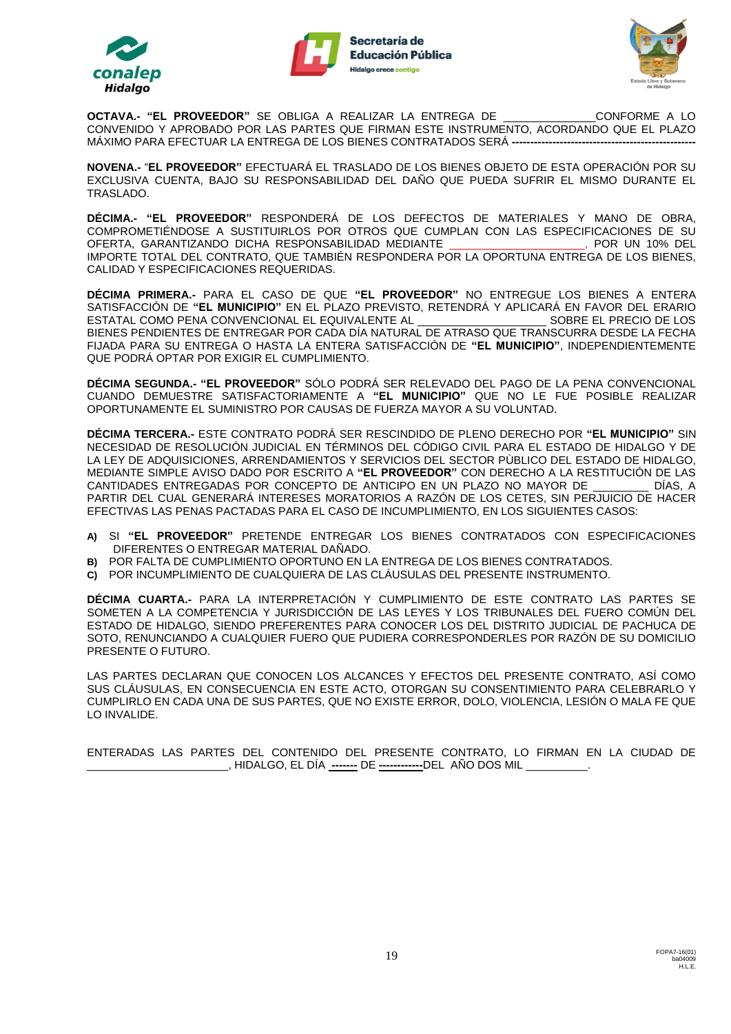**OCTAVA.- "EL PROVEEDOR"** SE OBLIGA A REALIZAR LA ENTREGA DE _______________CONFORME A LO CONVENIDO Y APROBADO POR LAS PARTES QUE FIRMAN ESTE INSTRUMENTO, ACORDANDO QUE EL PLAZO MÁXIMO PARA EFECTUAR LA ENTREGA DE LOS BIENES CONTRATADOS SERÁ **---------------------------------------------------**

**NOVENA.-** "**EL PROVEEDOR"** EFECTUARÁ EL TRASLADO DE LOS BIENES OBJETO DE ESTA OPERACIÓN POR SU EXCLUSIVA CUENTA, BAJO SU RESPONSABILIDAD DEL DAÑO QUE PUEDA SUFRIR EL MISMO DURANTE EL TRASLADO.

**DÉCIMA.- "EL PROVEEDOR"** RESPONDERÁ DE LOS DEFECTOS DE MATERIALES Y MANO DE OBRA, COMPROMETIÉNDOSE A SUSTITUIRLOS POR OTROS QUE CUMPLAN CON LAS ESPECIFICACIONES DE SU OFERTA, GARANTIZANDO DICHA RESPONSABILIDAD MEDIANTE ______________________, POR UN 10% DEL IMPORTE TOTAL DEL CONTRATO, QUE TAMBIÉN RESPONDERA POR LA OPORTUNA ENTREGA DE LOS BIENES, CALIDAD Y ESPECIFICACIONES REQUERIDAS.

**DÉCIMA PRIMERA.-** PARA EL CASO DE QUE **"EL PROVEEDOR"** NO ENTREGUE LOS BIENES A ENTERA SATISFACCIÓN DE **"EL MUNICIPIO"** EN EL PLAZO PREVISTO, RETENDRÁ Y APLICARÁ EN FAVOR DEL ERARIO ESTATAL COMO PENA CONVENCIONAL EL EQUIVALENTE AL ____________________ SOBRE EL PRECIO DE LOS BIENES PENDIENTES DE ENTREGAR POR CADA DÍA NATURAL DE ATRASO QUE TRANSCURRA DESDE LA FECHA FIJADA PARA SU ENTREGA O HASTA LA ENTERA SATISFACCIÓN DE **"EL MUNICIPIO"**, INDEPENDIENTEMENTE QUE PODRÁ OPTAR POR EXIGIR EL CUMPLIMIENTO.

**DÉCIMA SEGUNDA.- "EL PROVEEDOR"** SÓLO PODRÁ SER RELEVADO DEL PAGO DE LA PENA CONVENCIONAL CUANDO DEMUESTRE SATISFACTORIAMENTE A **"EL MUNICIPIO"** QUE NO LE FUE POSIBLE REALIZAR OPORTUNAMENTE EL SUMINISTRO POR CAUSAS DE FUERZA MAYOR A SU VOLUNTAD.

**DÉCIMA TERCERA.-** ESTE CONTRATO PODRÁ SER RESCINDIDO DE PLENO DERECHO POR **"EL MUNICIPIO"** SIN NECESIDAD DE RESOLUCIÓN JUDICIAL EN TÉRMINOS DEL CÓDIGO CIVIL PARA EL ESTADO DE HIDALGO Y DE LA LEY DE ADQUISICIONES, ARRENDAMIENTOS Y SERVICIOS DEL SECTOR PÙBLICO DEL ESTADO DE HIDALGO, MEDIANTE SIMPLE AVISO DADO POR ESCRITO A **"EL PROVEEDOR"** CON DERECHO A LA RESTITUCIÓN DE LAS CANTIDADES ENTREGADAS POR CONCEPTO DE ANTICIPO EN UN PLAZO NO MAYOR DE _________ DÍAS, A PARTIR DEL CUAL GENERARÁ INTERESES MORATORIOS A RAZÓN DE LOS CETES, SIN PERJUICIO DE HACER EFECTIVAS LAS PENAS PACTADAS PARA EL CASO DE INCUMPLIMIENTO, EN LOS SIGUIENTES CASOS:

**A)** SI **"EL PROVEEDOR"** PRETENDE ENTREGAR LOS BIENES CONTRATADOS CON ESPECIFICACIONES DIFERENTES O ENTREGAR MATERIAL DAÑADO.
**B)** POR FALTA DE CUMPLIMIENTO OPORTUNO EN LA ENTREGA DE LOS BIENES CONTRATADOS.
**C)** POR INCUMPLIMIENTO DE CUALQUIERA DE LAS CLÁUSULAS DEL PRESENTE INSTRUMENTO.

**DÉCIMA CUARTA.-** PARA LA INTERPRETACIÓN Y CUMPLIMIENTO DE ESTE CONTRATO LAS PARTES SE SOMETEN A LA COMPETENCIA Y JURISDICCIÓN DE LAS LEYES Y LOS TRIBUNALES DEL FUERO COMÚN DEL ESTADO DE HIDALGO, SIENDO PREFERENTES PARA CONOCER LOS DEL DISTRITO JUDICIAL DE PACHUCA DE SOTO, RENUNCIANDO A CUALQUIER FUERO QUE PUDIERA CORRESPONDERLES POR RAZÓN DE SU DOMICILIO PRESENTE O FUTURO.

LAS PARTES DECLARAN QUE CONOCEN LOS ALCANCES Y EFECTOS DEL PRESENTE CONTRATO, ASÍ COMO SUS CLÁUSULAS, EN CONSECUENCIA EN ESTE ACTO, OTORGAN SU CONSENTIMIENTO PARA CELEBRARLO Y CUMPLIRLO EN CADA UNA DE SUS PARTES, QUE NO EXISTE ERROR, DOLO, VIOLENCIA, LESIÓN O MALA FE QUE LO INVALIDE.

ENTERADAS LAS PARTES DEL CONTENIDO DEL PRESENTE CONTRATO, LO FIRMAN EN LA CIUDAD DE ______________________, HIDALGO, EL DÍA **-------** DE **-----------**DEL AÑO DOS MIL __________.

FOPA7-16(01)
ba04009
H.L.E.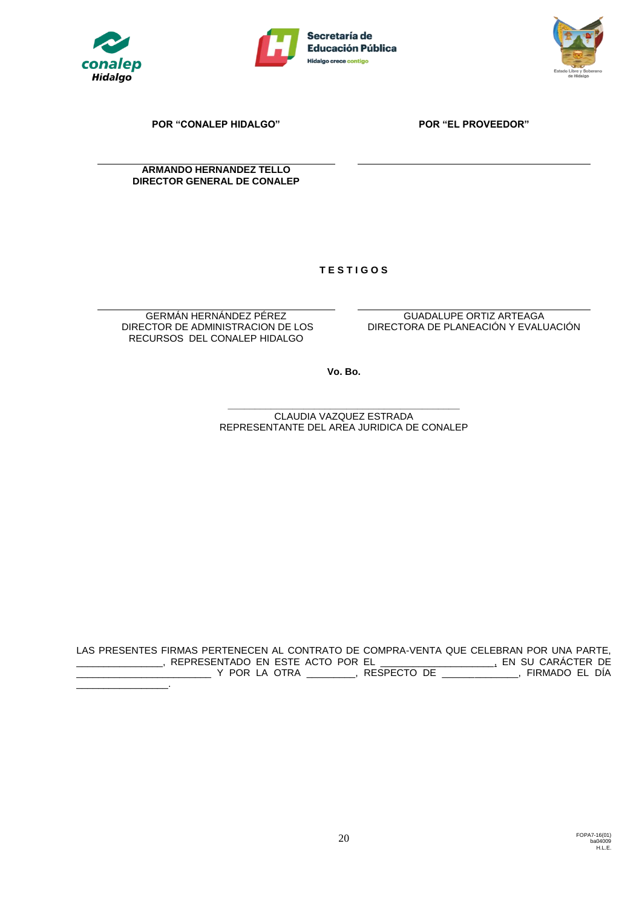**POR “CONALEP HIDALGO”**

**ARMANDO HERNANDEZ TELLO**
**DIRECTOR GENERAL DE CONALEP**

**POR “EL PROVEEDOR”**

**T E S T I G O S**

GERMÁN HERNÁNDEZ PÉREZ
DIRECTOR DE ADMINISTRACION DE LOS RECURSOS DEL CONALEP HIDALGO

GUADALUPE ORTIZ ARTEAGA
DIRECTORA DE PLANEACIÓN Y EVALUACIÓN

**Vo. Bo.**

CLAUDIA VAZQUEZ ESTRADA
REPRESENTANTE DEL AREA JURIDICA DE CONALEP

LAS PRESENTES FIRMAS PERTENECEN AL CONTRATO DE COMPRA-VENTA QUE CELEBRAN POR UNA PARTE, ________________, REPRESENTADO EN ESTE ACTO POR EL _____________________, EN SU CARÁCTER DE _________________________ Y POR LA OTRA _________, RESPECTO DE ______________, FIRMADO EL DÍA _________________.

FOPA7-16(01)
ba04009
H.L.E.